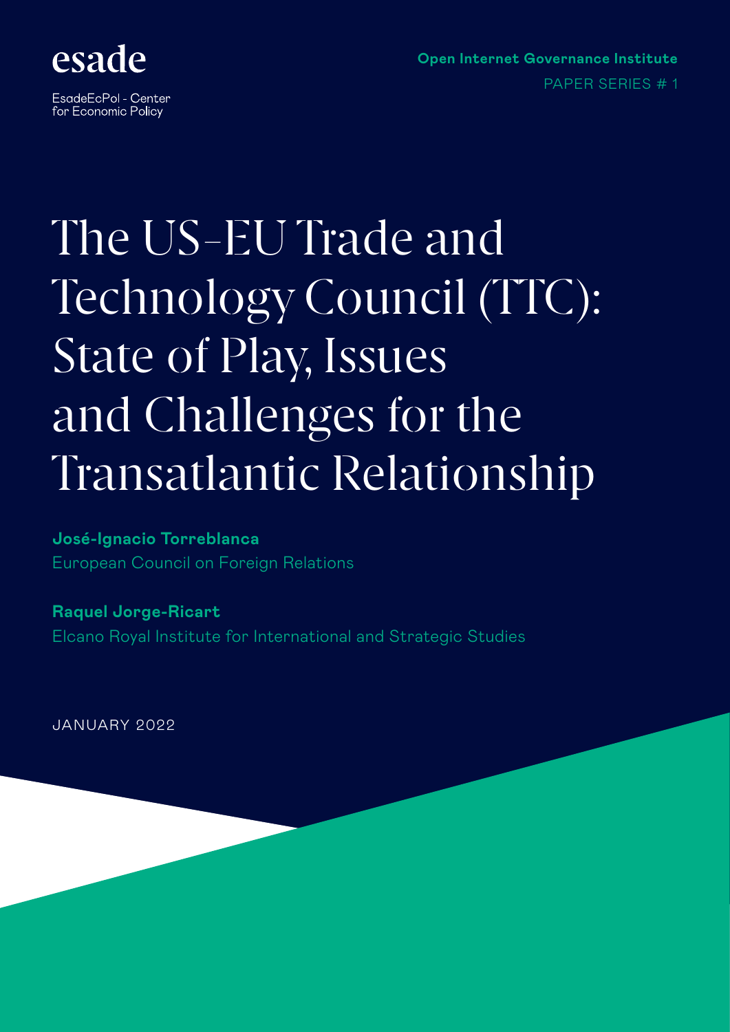esade

EsadeEcPol - Center for Economic Policy

**Open Internet Governance Institute**

PAPER SERIES # 1

# The US-EU Trade and Technology Council (TTC): State of Play, Issues and Challenges for the Transatlantic Relationship

**José-Ignacio Torreblanca**
European Council on Foreign Relations

**Raquel Jorge-Ricart**
Elcano Royal Institute for International and Strategic Studies

JANUARY 2022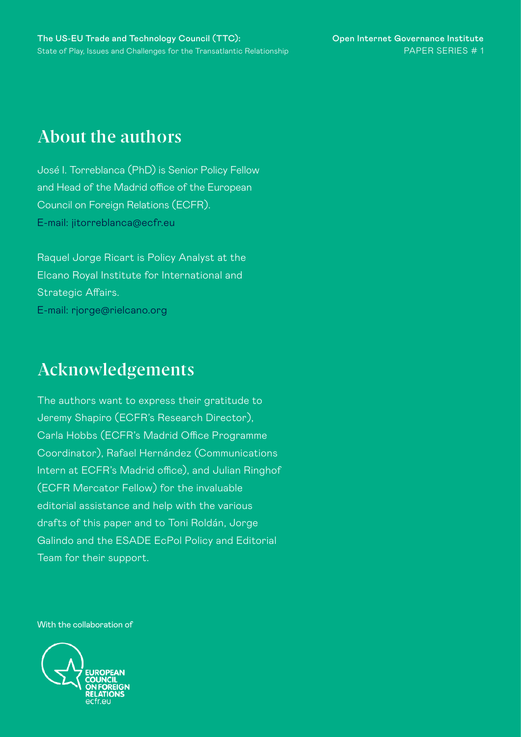## About the authors

José I. Torreblanca (PhD) is Senior Policy Fellow and Head of the Madrid office of the European Council on Foreign Relations (ECFR).
E-mail: jitorreblanca@ecfr.eu

Raquel Jorge Ricart is Policy Analyst at the Elcano Royal Institute for International and Strategic Affairs.
E-mail: rjorge@rielcano.org

## Acknowledgements

The authors want to express their gratitude to Jeremy Shapiro (ECFR's Research Director), Carla Hobbs (ECFR's Madrid Office Programme Coordinator), Rafael Hernández (Communications Intern at ECFR's Madrid office), and Julian Ringhof (ECFR Mercator Fellow) for the invaluable editorial assistance and help with the various drafts of this paper and to Toni Roldán, Jorge Galindo and the ESADE EcPol Policy and Editorial Team for their support.

With the collaboration of

EUROPEAN COUNCIL ON FOREIGN RELATIONS
ecfr.eu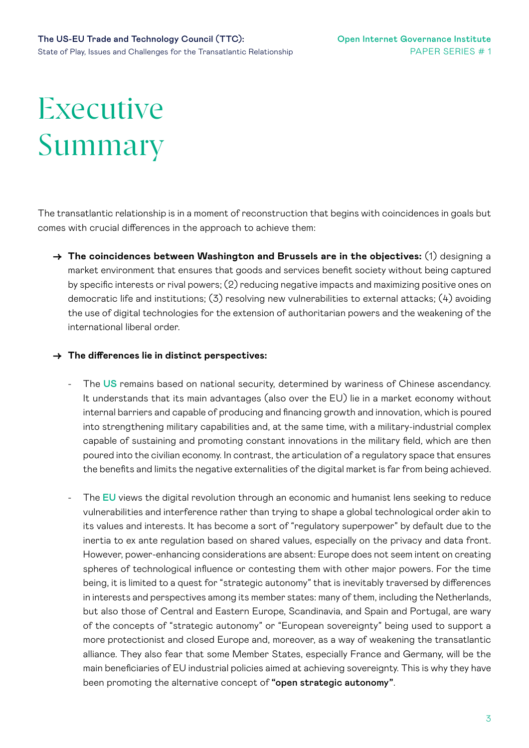# Executive Summary

The transatlantic relationship is in a moment of reconstruction that begins with coincidences in goals but comes with crucial differences in the approach to achieve them:

→ **The coincidences between Washington and Brussels are in the objectives:** (1) designing a market environment that ensures that goods and services benefit society without being captured by specific interests or rival powers; (2) reducing negative impacts and maximizing positive ones on democratic life and institutions; (3) resolving new vulnerabilities to external attacks; (4) avoiding the use of digital technologies for the extension of authoritarian powers and the weakening of the international liberal order.

→ **The differences lie in distinct perspectives:**

- The **US** remains based on national security, determined by wariness of Chinese ascendancy. It understands that its main advantages (also over the EU) lie in a market economy without internal barriers and capable of producing and financing growth and innovation, which is poured into strengthening military capabilities and, at the same time, with a military-industrial complex capable of sustaining and promoting constant innovations in the military field, which are then poured into the civilian economy. In contrast, the articulation of a regulatory space that ensures the benefits and limits the negative externalities of the digital market is far from being achieved.

- The **EU** views the digital revolution through an economic and humanist lens seeking to reduce vulnerabilities and interference rather than trying to shape a global technological order akin to its values and interests. It has become a sort of "regulatory superpower" by default due to the inertia to ex ante regulation based on shared values, especially on the privacy and data front. However, power-enhancing considerations are absent: Europe does not seem intent on creating spheres of technological influence or contesting them with other major powers. For the time being, it is limited to a quest for "strategic autonomy" that is inevitably traversed by differences in interests and perspectives among its member states: many of them, including the Netherlands, but also those of Central and Eastern Europe, Scandinavia, and Spain and Portugal, are wary of the concepts of "strategic autonomy" or "European sovereignty" being used to support a more protectionist and closed Europe and, moreover, as a way of weakening the transatlantic alliance. They also fear that some Member States, especially France and Germany, will be the main beneficiaries of EU industrial policies aimed at achieving sovereignty. This is why they have been promoting the alternative concept of **"open strategic autonomy"**.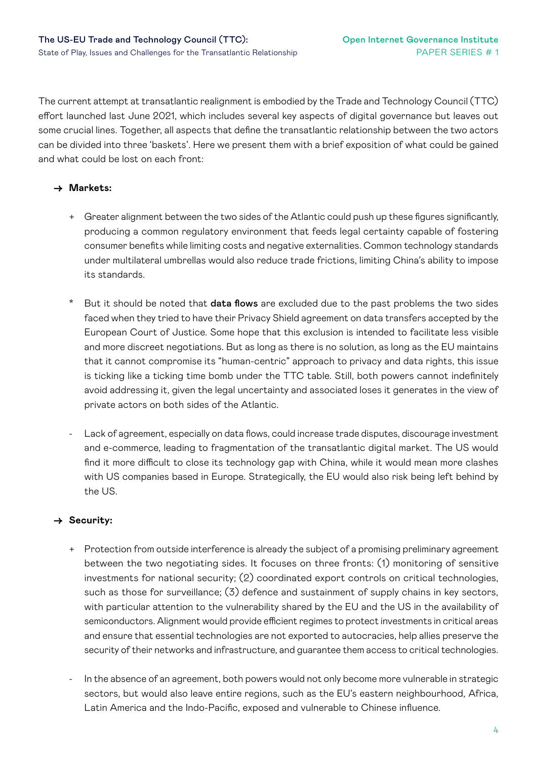The current attempt at transatlantic realignment is embodied by the Trade and Technology Council (TTC) effort launched last June 2021, which includes several key aspects of digital governance but leaves out some crucial lines. Together, all aspects that define the transatlantic relationship between the two actors can be divided into three 'baskets'. Here we present them with a brief exposition of what could be gained and what could be lost on each front:

→ **Markets:**

+ Greater alignment between the two sides of the Atlantic could push up these figures significantly, producing a common regulatory environment that feeds legal certainty capable of fostering consumer benefits while limiting costs and negative externalities. Common technology standards under multilateral umbrellas would also reduce trade frictions, limiting China's ability to impose its standards.

* But it should be noted that **data flows** are excluded due to the past problems the two sides faced when they tried to have their Privacy Shield agreement on data transfers accepted by the European Court of Justice. Some hope that this exclusion is intended to facilitate less visible and more discreet negotiations. But as long as there is no solution, as long as the EU maintains that it cannot compromise its "human-centric" approach to privacy and data rights, this issue is ticking like a ticking time bomb under the TTC table. Still, both powers cannot indefinitely avoid addressing it, given the legal uncertainty and associated loses it generates in the view of private actors on both sides of the Atlantic.

- Lack of agreement, especially on data flows, could increase trade disputes, discourage investment and e-commerce, leading to fragmentation of the transatlantic digital market. The US would find it more difficult to close its technology gap with China, while it would mean more clashes with US companies based in Europe. Strategically, the EU would also risk being left behind by the US.

→ **Security:**

+ Protection from outside interference is already the subject of a promising preliminary agreement between the two negotiating sides. It focuses on three fronts: (1) monitoring of sensitive investments for national security; (2) coordinated export controls on critical technologies, such as those for surveillance; (3) defence and sustainment of supply chains in key sectors, with particular attention to the vulnerability shared by the EU and the US in the availability of semiconductors. Alignment would provide efficient regimes to protect investments in critical areas and ensure that essential technologies are not exported to autocracies, help allies preserve the security of their networks and infrastructure, and guarantee them access to critical technologies.

- In the absence of an agreement, both powers would not only become more vulnerable in strategic sectors, but would also leave entire regions, such as the EU's eastern neighbourhood, Africa, Latin America and the Indo-Pacific, exposed and vulnerable to Chinese influence.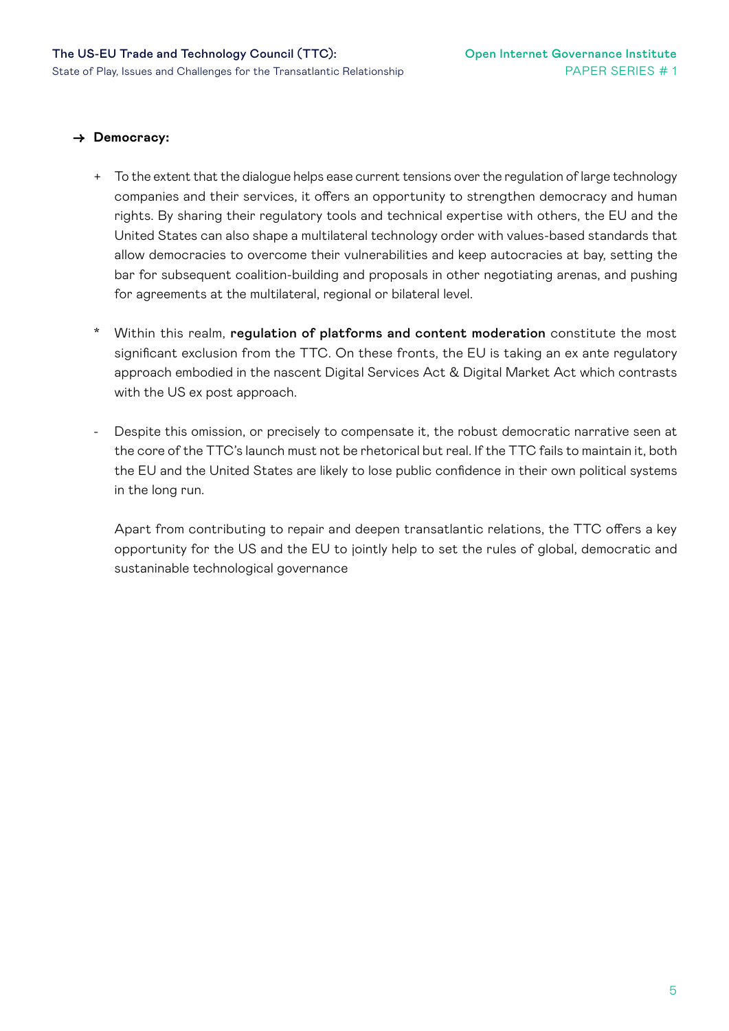→ **Democracy:**

+ To the extent that the dialogue helps ease current tensions over the regulation of large technology companies and their services, it offers an opportunity to strengthen democracy and human rights. By sharing their regulatory tools and technical expertise with others, the EU and the United States can also shape a multilateral technology order with values-based standards that allow democracies to overcome their vulnerabilities and keep autocracies at bay, setting the bar for subsequent coalition-building and proposals in other negotiating arenas, and pushing for agreements at the multilateral, regional or bilateral level.

* Within this realm, **regulation of platforms and content moderation** constitute the most significant exclusion from the TTC. On these fronts, the EU is taking an ex ante regulatory approach embodied in the nascent Digital Services Act & Digital Market Act which contrasts with the US ex post approach.

- Despite this omission, or precisely to compensate it, the robust democratic narrative seen at the core of the TTC's launch must not be rhetorical but real. If the TTC fails to maintain it, both the EU and the United States are likely to lose public confidence in their own political systems in the long run.

  Apart from contributing to repair and deepen transatlantic relations, the TTC offers a key opportunity for the US and the EU to jointly help to set the rules of global, democratic and sustaninable technological governance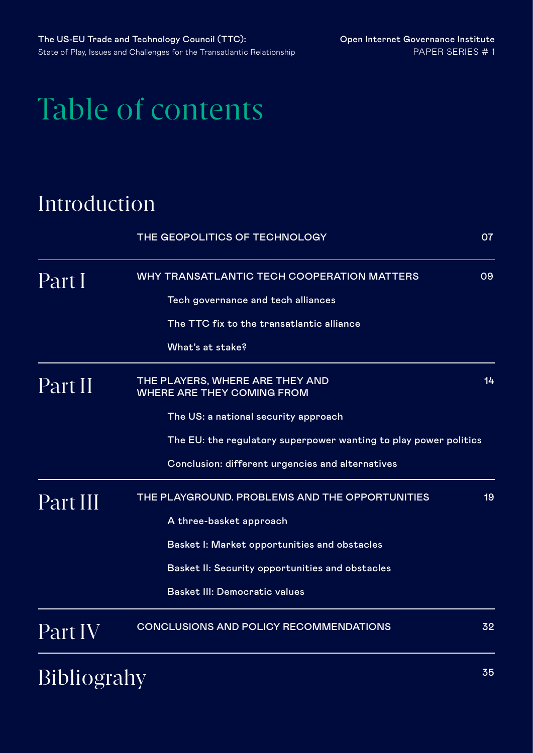# Table of contents

## Introduction

THE GEOPOLITICS OF TECHNOLOGY 07

## Part I

WHY TRANSATLANTIC TECH COOPERATION MATTERS 09

- Tech governance and tech alliances
- The TTC fix to the transatlantic alliance
- What's at stake?

## Part II

THE PLAYERS, WHERE ARE THEY AND WHERE ARE THEY COMING FROM 14

- The US: a national security approach
- The EU: the regulatory superpower wanting to play power politics
- Conclusion: different urgencies and alternatives

## Part III

THE PLAYGROUND. PROBLEMS AND THE OPPORTUNITIES 19

- A three-basket approach
- Basket I: Market opportunities and obstacles
- Basket II: Security opportunities and obstacles
- Basket III: Democratic values

## Part IV

CONCLUSIONS AND POLICY RECOMMENDATIONS 32

## Bibliograhy

35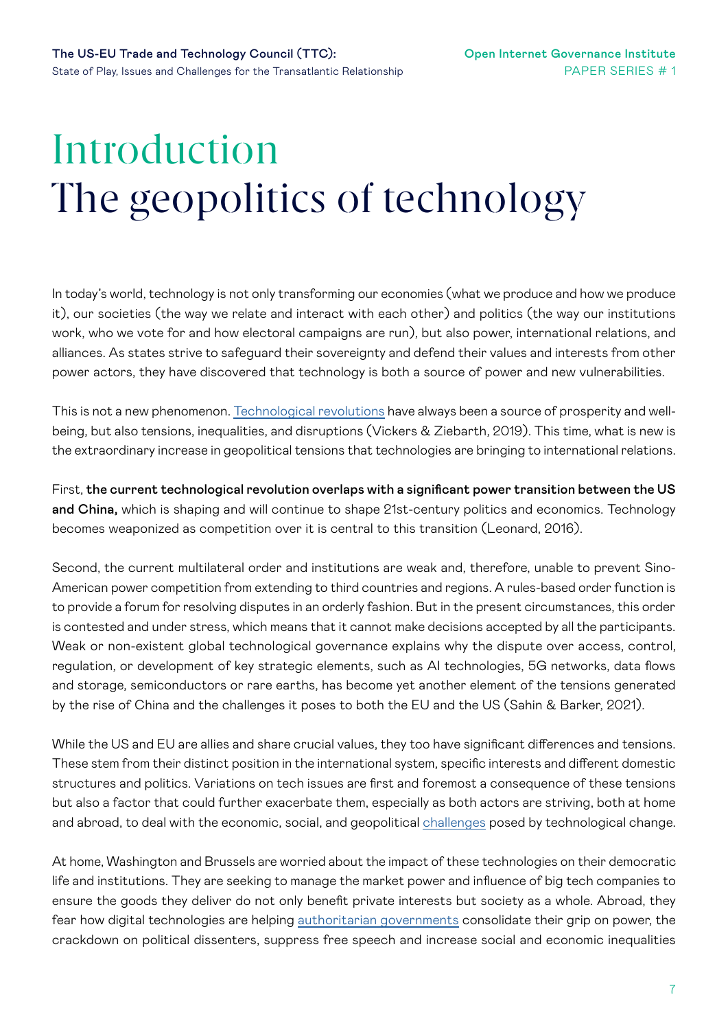# Introduction
# The geopolitics of technology

In today's world, technology is not only transforming our economies (what we produce and how we produce it), our societies (the way we relate and interact with each other) and politics (the way our institutions work, who we vote for and how electoral campaigns are run), but also power, international relations, and alliances. As states strive to safeguard their sovereignty and defend their values and interests from other power actors, they have discovered that technology is both a source of power and new vulnerabilities.

This is not a new phenomenon. Technological revolutions have always been a source of prosperity and well-being, but also tensions, inequalities, and disruptions (Vickers & Ziebarth, 2019). This time, what is new is the extraordinary increase in geopolitical tensions that technologies are bringing to international relations.

First, **the current technological revolution overlaps with a significant power transition between the US and China,** which is shaping and will continue to shape 21st-century politics and economics. Technology becomes weaponized as competition over it is central to this transition (Leonard, 2016).

Second, the current multilateral order and institutions are weak and, therefore, unable to prevent Sino-American power competition from extending to third countries and regions. A rules-based order function is to provide a forum for resolving disputes in an orderly fashion. But in the present circumstances, this order is contested and under stress, which means that it cannot make decisions accepted by all the participants. Weak or non-existent global technological governance explains why the dispute over access, control, regulation, or development of key strategic elements, such as AI technologies, 5G networks, data flows and storage, semiconductors or rare earths, has become yet another element of the tensions generated by the rise of China and the challenges it poses to both the EU and the US (Sahin & Barker, 2021).

While the US and EU are allies and share crucial values, they too have significant differences and tensions. These stem from their distinct position in the international system, specific interests and different domestic structures and politics. Variations on tech issues are first and foremost a consequence of these tensions but also a factor that could further exacerbate them, especially as both actors are striving, both at home and abroad, to deal with the economic, social, and geopolitical challenges posed by technological change.

At home, Washington and Brussels are worried about the impact of these technologies on their democratic life and institutions. They are seeking to manage the market power and influence of big tech companies to ensure the goods they deliver do not only benefit private interests but society as a whole. Abroad, they fear how digital technologies are helping authoritarian governments consolidate their grip on power, the crackdown on political dissenters, suppress free speech and increase social and economic inequalities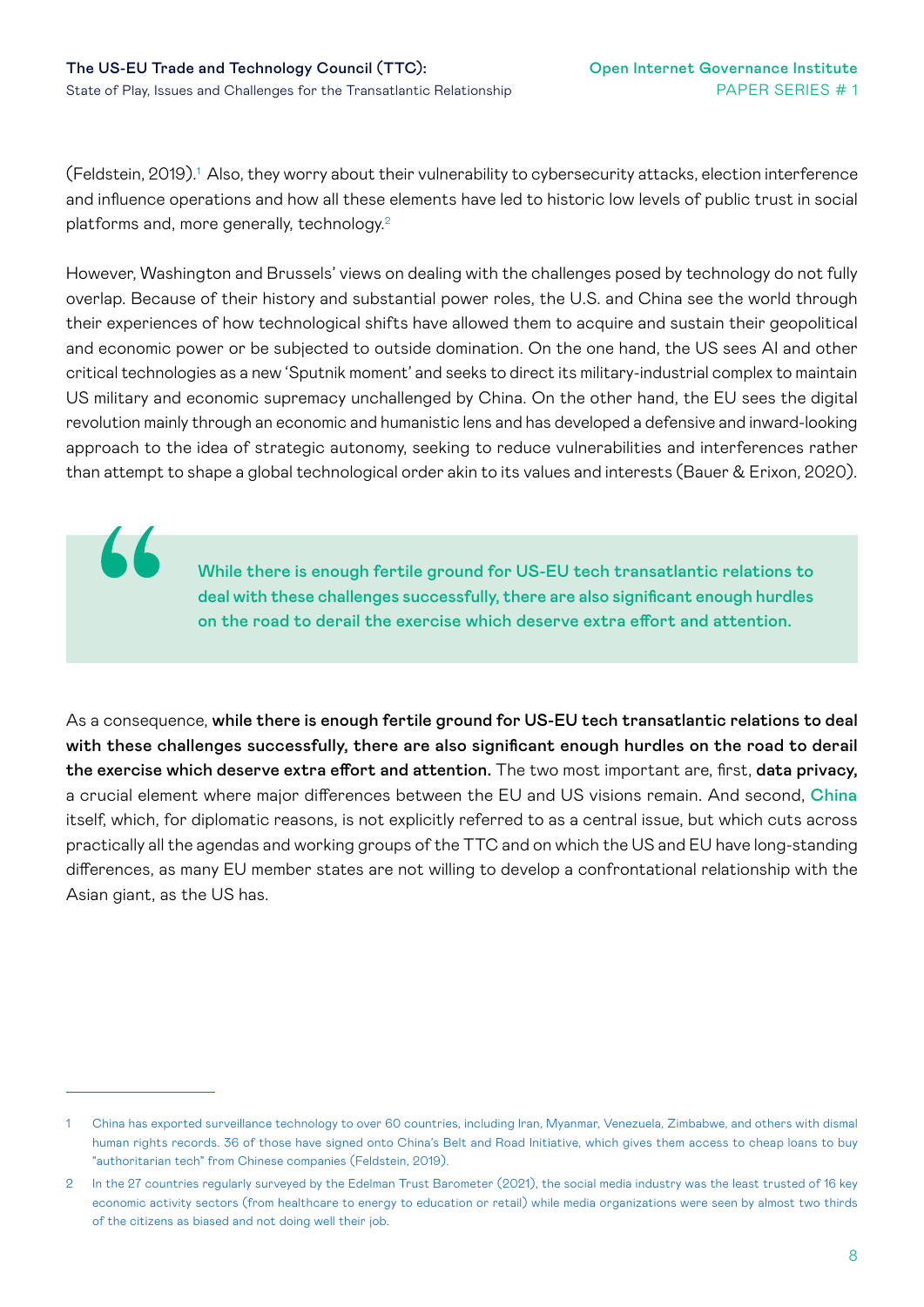(Feldstein, 2019).[1] Also, they worry about their vulnerability to cybersecurity attacks, election interference and influence operations and how all these elements have led to historic low levels of public trust in social platforms and, more generally, technology.[2]

However, Washington and Brussels' views on dealing with the challenges posed by technology do not fully overlap. Because of their history and substantial power roles, the U.S. and China see the world through their experiences of how technological shifts have allowed them to acquire and sustain their geopolitical and economic power or be subjected to outside domination. On the one hand, the US sees AI and other critical technologies as a new 'Sputnik moment' and seeks to direct its military-industrial complex to maintain US military and economic supremacy unchallenged by China. On the other hand, the EU sees the digital revolution mainly through an economic and humanistic lens and has developed a defensive and inward-looking approach to the idea of strategic autonomy, seeking to reduce vulnerabilities and interferences rather than attempt to shape a global technological order akin to its values and interests (Bauer & Erixon, 2020).

> **While there is enough fertile ground for US-EU tech transatlantic relations to deal with these challenges successfully, there are also significant enough hurdles on the road to derail the exercise which deserve extra effort and attention.**

As a consequence, **while there is enough fertile ground for US-EU tech transatlantic relations to deal with these challenges successfully, there are also significant enough hurdles on the road to derail the exercise which deserve extra effort and attention.** The two most important are, first, **data privacy,** a crucial element where major differences between the EU and US visions remain. And second, **China** itself, which, for diplomatic reasons, is not explicitly referred to as a central issue, but which cuts across practically all the agendas and working groups of the TTC and on which the US and EU have long-standing differences, as many EU member states are not willing to develop a confrontational relationship with the Asian giant, as the US has.

---

1 China has exported surveillance technology to over 60 countries, including Iran, Myanmar, Venezuela, Zimbabwe, and others with dismal human rights records. 36 of those have signed onto China's Belt and Road Initiative, which gives them access to cheap loans to buy "authoritarian tech" from Chinese companies (Feldstein, 2019).

2 In the 27 countries regularly surveyed by the Edelman Trust Barometer (2021), the social media industry was the least trusted of 16 key economic activity sectors (from healthcare to energy to education or retail) while media organizations were seen by almost two thirds of the citizens as biased and not doing well their job.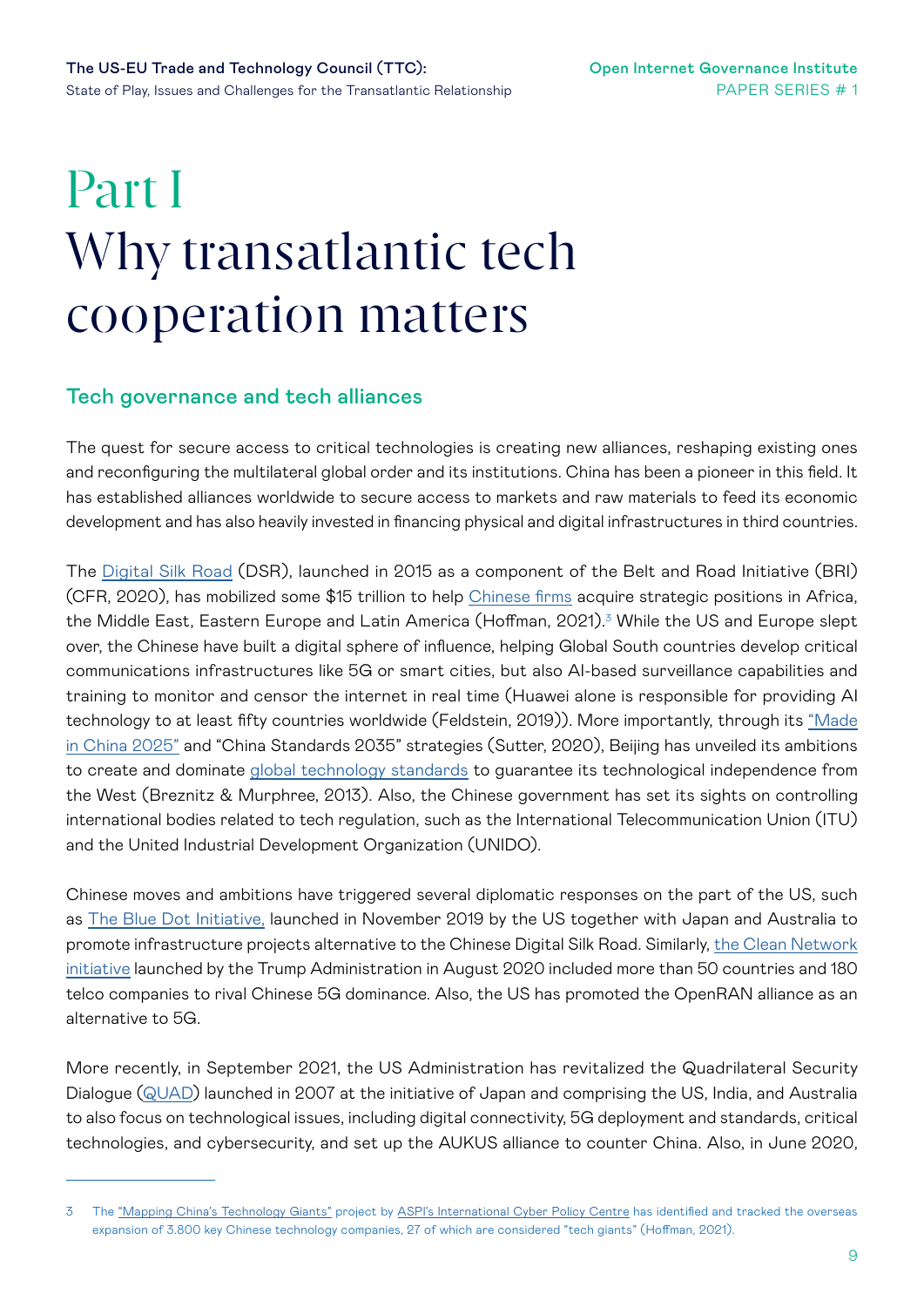# Part I
# Why transatlantic tech cooperation matters

## Tech governance and tech alliances

The quest for secure access to critical technologies is creating new alliances, reshaping existing ones and reconfiguring the multilateral global order and its institutions. China has been a pioneer in this field. It has established alliances worldwide to secure access to markets and raw materials to feed its economic development and has also heavily invested in financing physical and digital infrastructures in third countries.

The Digital Silk Road (DSR), launched in 2015 as a component of the Belt and Road Initiative (BRI) (CFR, 2020), has mobilized some $15 trillion to help Chinese firms acquire strategic positions in Africa, the Middle East, Eastern Europe and Latin America (Hoffman, 2021).[3] While the US and Europe slept over, the Chinese have built a digital sphere of influence, helping Global South countries develop critical communications infrastructures like 5G or smart cities, but also AI-based surveillance capabilities and training to monitor and censor the internet in real time (Huawei alone is responsible for providing AI technology to at least fifty countries worldwide (Feldstein, 2019)). More importantly, through its "Made in China 2025" and "China Standards 2035" strategies (Sutter, 2020), Beijing has unveiled its ambitions to create and dominate global technology standards to guarantee its technological independence from the West (Breznitz & Murphree, 2013). Also, the Chinese government has set its sights on controlling international bodies related to tech regulation, such as the International Telecommunication Union (ITU) and the United Industrial Development Organization (UNIDO).

Chinese moves and ambitions have triggered several diplomatic responses on the part of the US, such as The Blue Dot Initiative, launched in November 2019 by the US together with Japan and Australia to promote infrastructure projects alternative to the Chinese Digital Silk Road. Similarly, the Clean Network initiative launched by the Trump Administration in August 2020 included more than 50 countries and 180 telco companies to rival Chinese 5G dominance. Also, the US has promoted the OpenRAN alliance as an alternative to 5G.

More recently, in September 2021, the US Administration has revitalized the Quadrilateral Security Dialogue (QUAD) launched in 2007 at the initiative of Japan and comprising the US, India, and Australia to also focus on technological issues, including digital connectivity, 5G deployment and standards, critical technologies, and cybersecurity, and set up the AUKUS alliance to counter China. Also, in June 2020,

---

3 The "Mapping China's Technology Giants" project by ASPI's International Cyber Policy Centre has identified and tracked the overseas expansion of 3.800 key Chinese technology companies, 27 of which are considered "tech giants" (Hoffman, 2021).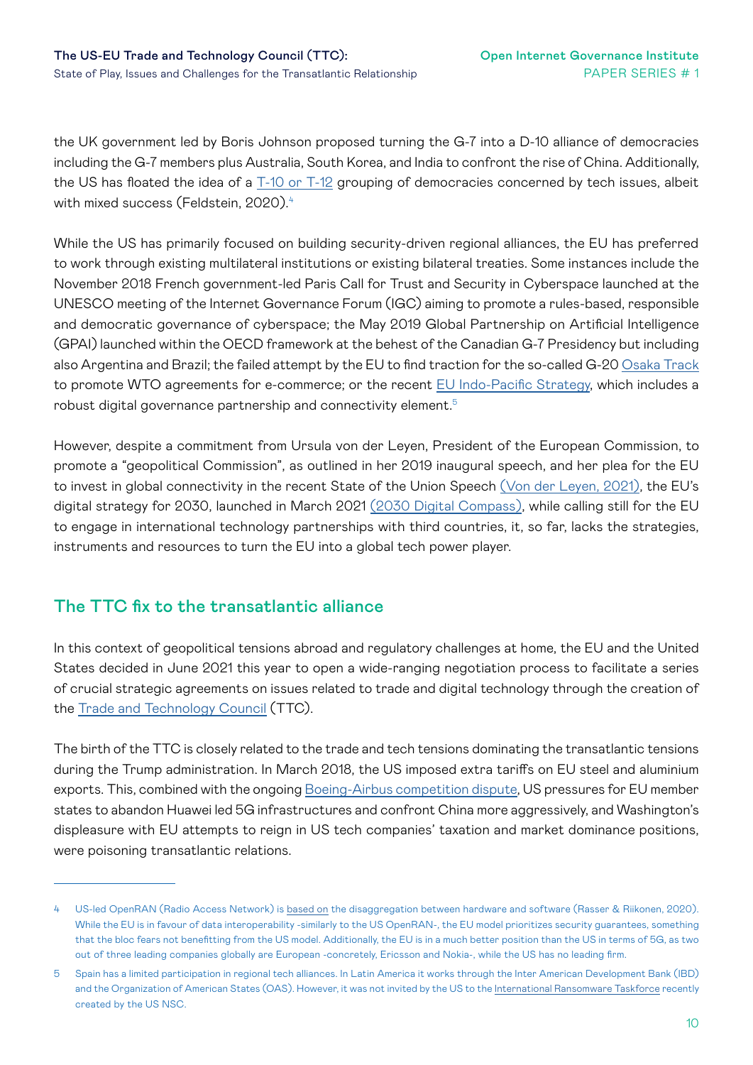the UK government led by Boris Johnson proposed turning the G-7 into a D-10 alliance of democracies including the G-7 members plus Australia, South Korea, and India to confront the rise of China. Additionally, the US has floated the idea of a T-10 or T-12 grouping of democracies concerned by tech issues, albeit with mixed success (Feldstein, 2020).[4]

While the US has primarily focused on building security-driven regional alliances, the EU has preferred to work through existing multilateral institutions or existing bilateral treaties. Some instances include the November 2018 French government-led Paris Call for Trust and Security in Cyberspace launched at the UNESCO meeting of the Internet Governance Forum (IGC) aiming to promote a rules-based, responsible and democratic governance of cyberspace; the May 2019 Global Partnership on Artificial Intelligence (GPAI) launched within the OECD framework at the behest of the Canadian G-7 Presidency but including also Argentina and Brazil; the failed attempt by the EU to find traction for the so-called G-20 Osaka Track to promote WTO agreements for e-commerce; or the recent EU Indo-Pacific Strategy, which includes a robust digital governance partnership and connectivity element.[5]

However, despite a commitment from Ursula von der Leyen, President of the European Commission, to promote a "geopolitical Commission", as outlined in her 2019 inaugural speech, and her plea for the EU to invest in global connectivity in the recent State of the Union Speech (Von der Leyen, 2021), the EU's digital strategy for 2030, launched in March 2021 (2030 Digital Compass), while calling still for the EU to engage in international technology partnerships with third countries, it, so far, lacks the strategies, instruments and resources to turn the EU into a global tech power player.

## The TTC fix to the transatlantic alliance

In this context of geopolitical tensions abroad and regulatory challenges at home, the EU and the United States decided in June 2021 this year to open a wide-ranging negotiation process to facilitate a series of crucial strategic agreements on issues related to trade and digital technology through the creation of the Trade and Technology Council (TTC).

The birth of the TTC is closely related to the trade and tech tensions dominating the transatlantic tensions during the Trump administration. In March 2018, the US imposed extra tariffs on EU steel and aluminium exports. This, combined with the ongoing Boeing-Airbus competition dispute, US pressures for EU member states to abandon Huawei led 5G infrastructures and confront China more aggressively, and Washington's displeasure with EU attempts to reign in US tech companies' taxation and market dominance positions, were poisoning transatlantic relations.

---

4 US-led OpenRAN (Radio Access Network) is based on the disaggregation between hardware and software (Rasser & Riikonen, 2020). While the EU is in favour of data interoperability -similarly to the US OpenRAN-, the EU model prioritizes security guarantees, something that the bloc fears not benefitting from the US model. Additionally, the EU is in a much better position than the US in terms of 5G, as two out of three leading companies globally are European -concretely, Ericsson and Nokia-, while the US has no leading firm.

5 Spain has a limited participation in regional tech alliances. In Latin America it works through the Inter American Development Bank (IBD) and the Organization of American States (OAS). However, it was not invited by the US to the International Ransomware Taskforce recently created by the US NSC.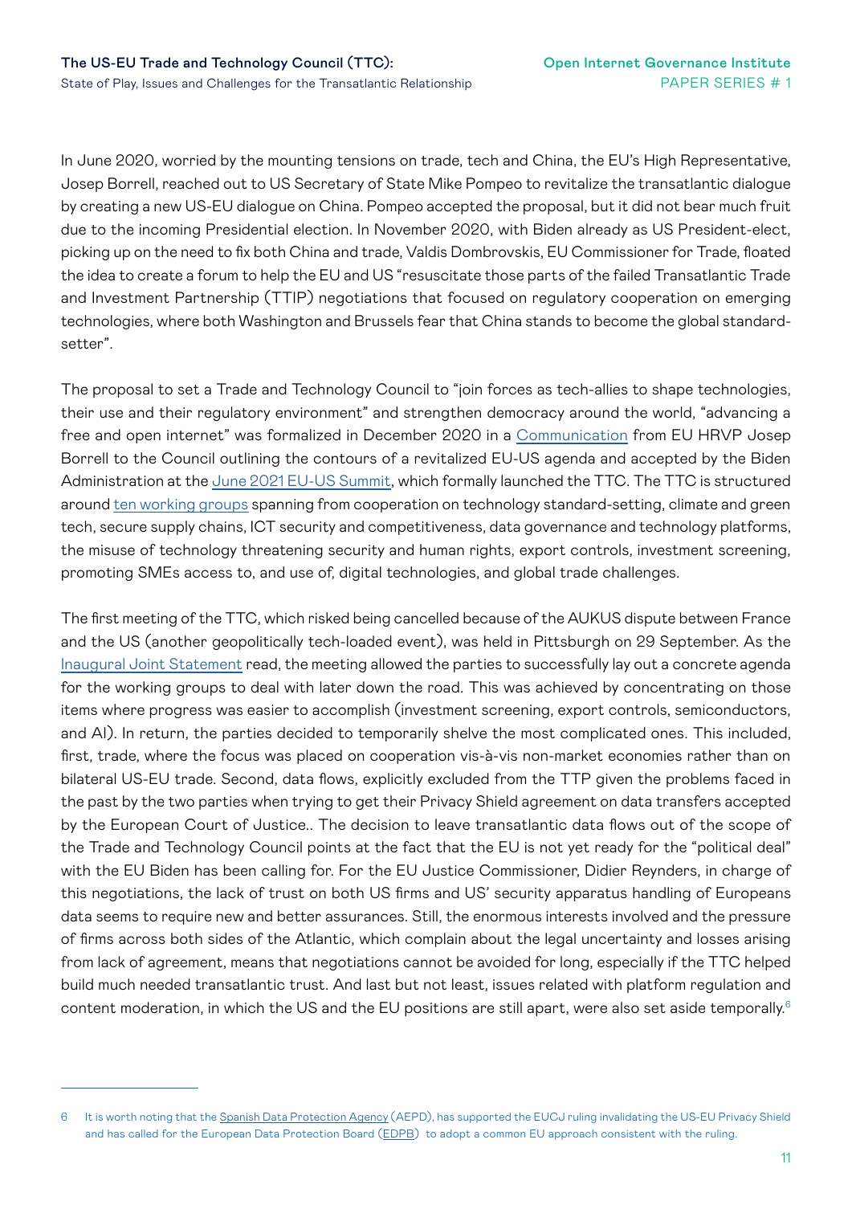In June 2020, worried by the mounting tensions on trade, tech and China, the EU's High Representative, Josep Borrell, reached out to US Secretary of State Mike Pompeo to revitalize the transatlantic dialogue by creating a new US-EU dialogue on China. Pompeo accepted the proposal, but it did not bear much fruit due to the incoming Presidential election. In November 2020, with Biden already as US President-elect, picking up on the need to fix both China and trade, Valdis Dombrovskis, EU Commissioner for Trade, floated the idea to create a forum to help the EU and US "resuscitate those parts of the failed Transatlantic Trade and Investment Partnership (TTIP) negotiations that focused on regulatory cooperation on emerging technologies, where both Washington and Brussels fear that China stands to become the global standard-setter".

The proposal to set a Trade and Technology Council to "join forces as tech-allies to shape technologies, their use and their regulatory environment" and strengthen democracy around the world, "advancing a free and open internet" was formalized in December 2020 in a Communication from EU HRVP Josep Borrell to the Council outlining the contours of a revitalized EU-US agenda and accepted by the Biden Administration at the June 2021 EU-US Summit, which formally launched the TTC. The TTC is structured around ten working groups spanning from cooperation on technology standard-setting, climate and green tech, secure supply chains, ICT security and competitiveness, data governance and technology platforms, the misuse of technology threatening security and human rights, export controls, investment screening, promoting SMEs access to, and use of, digital technologies, and global trade challenges.

The first meeting of the TTC, which risked being cancelled because of the AUKUS dispute between France and the US (another geopolitically tech-loaded event), was held in Pittsburgh on 29 September. As the Inaugural Joint Statement read, the meeting allowed the parties to successfully lay out a concrete agenda for the working groups to deal with later down the road. This was achieved by concentrating on those items where progress was easier to accomplish (investment screening, export controls, semiconductors, and AI). In return, the parties decided to temporarily shelve the most complicated ones. This included, first, trade, where the focus was placed on cooperation vis-à-vis non-market economies rather than on bilateral US-EU trade. Second, data flows, explicitly excluded from the TTP given the problems faced in the past by the two parties when trying to get their Privacy Shield agreement on data transfers accepted by the European Court of Justice.. The decision to leave transatlantic data flows out of the scope of the Trade and Technology Council points at the fact that the EU is not yet ready for the "political deal" with the EU Biden has been calling for. For the EU Justice Commissioner, Didier Reynders, in charge of this negotiations, the lack of trust on both US firms and US' security apparatus handling of Europeans data seems to require new and better assurances. Still, the enormous interests involved and the pressure of firms across both sides of the Atlantic, which complain about the legal uncertainty and losses arising from lack of agreement, means that negotiations cannot be avoided for long, especially if the TTC helped build much needed transatlantic trust. And last but not least, issues related with platform regulation and content moderation, in which the US and the EU positions are still apart, were also set aside temporally.[6]

---

6 It is worth noting that the Spanish Data Protection Agency (AEPD), has supported the EUCJ ruling invalidating the US-EU Privacy Shield and has called for the European Data Protection Board (EDPB) to adopt a common EU approach consistent with the ruling.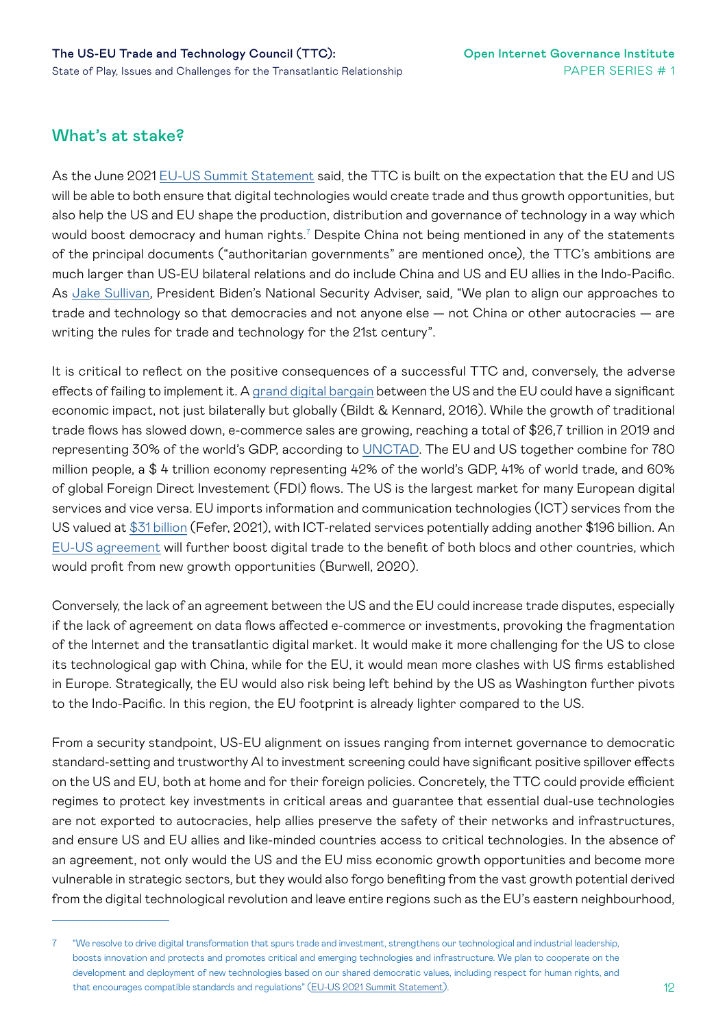## What's at stake?

As the June 2021 EU-US Summit Statement said, the TTC is built on the expectation that the EU and US will be able to both ensure that digital technologies would create trade and thus growth opportunities, but also help the US and EU shape the production, distribution and governance of technology in a way which would boost democracy and human rights.[7] Despite China not being mentioned in any of the statements of the principal documents ("authoritarian governments" are mentioned once), the TTC's ambitions are much larger than US-EU bilateral relations and do include China and US and EU allies in the Indo-Pacific. As Jake Sullivan, President Biden's National Security Adviser, said, "We plan to align our approaches to trade and technology so that democracies and not anyone else — not China or other autocracies — are writing the rules for trade and technology for the 21st century".

It is critical to reflect on the positive consequences of a successful TTC and, conversely, the adverse effects of failing to implement it. A grand digital bargain between the US and the EU could have a significant economic impact, not just bilaterally but globally (Bildt & Kennard, 2016). While the growth of traditional trade flows has slowed down, e-commerce sales are growing, reaching a total of $26,7 trillion in 2019 and representing 30% of the world's GDP, according to UNCTAD. The EU and US together combine for 780 million people, a $ 4 trillion economy representing 42% of the world's GDP, 41% of world trade, and 60% of global Foreign Direct Investement (FDI) flows. The US is the largest market for many European digital services and vice versa. EU imports information and communication technologies (ICT) services from the US valued at $31 billion (Fefer, 2021), with ICT-related services potentially adding another $196 billion. An EU-US agreement will further boost digital trade to the benefit of both blocs and other countries, which would profit from new growth opportunities (Burwell, 2020).

Conversely, the lack of an agreement between the US and the EU could increase trade disputes, especially if the lack of agreement on data flows affected e-commerce or investments, provoking the fragmentation of the Internet and the transatlantic digital market. It would make it more challenging for the US to close its technological gap with China, while for the EU, it would mean more clashes with US firms established in Europe. Strategically, the EU would also risk being left behind by the US as Washington further pivots to the Indo-Pacific. In this region, the EU footprint is already lighter compared to the US.

From a security standpoint, US-EU alignment on issues ranging from internet governance to democratic standard-setting and trustworthy AI to investment screening could have significant positive spillover effects on the US and EU, both at home and for their foreign policies. Concretely, the TTC could provide efficient regimes to protect key investments in critical areas and guarantee that essential dual-use technologies are not exported to autocracies, help allies preserve the safety of their networks and infrastructures, and ensure US and EU allies and like-minded countries access to critical technologies. In the absence of an agreement, not only would the US and the EU miss economic growth opportunities and become more vulnerable in strategic sectors, but they would also forgo benefiting from the vast growth potential derived from the digital technological revolution and leave entire regions such as the EU's eastern neighbourhood,

---

[7] "We resolve to drive digital transformation that spurs trade and investment, strengthens our technological and industrial leadership, boosts innovation and protects and promotes critical and emerging technologies and infrastructure. We plan to cooperate on the development and deployment of new technologies based on our shared democratic values, including respect for human rights, and that encourages compatible standards and regulations" (EU-US 2021 Summit Statement).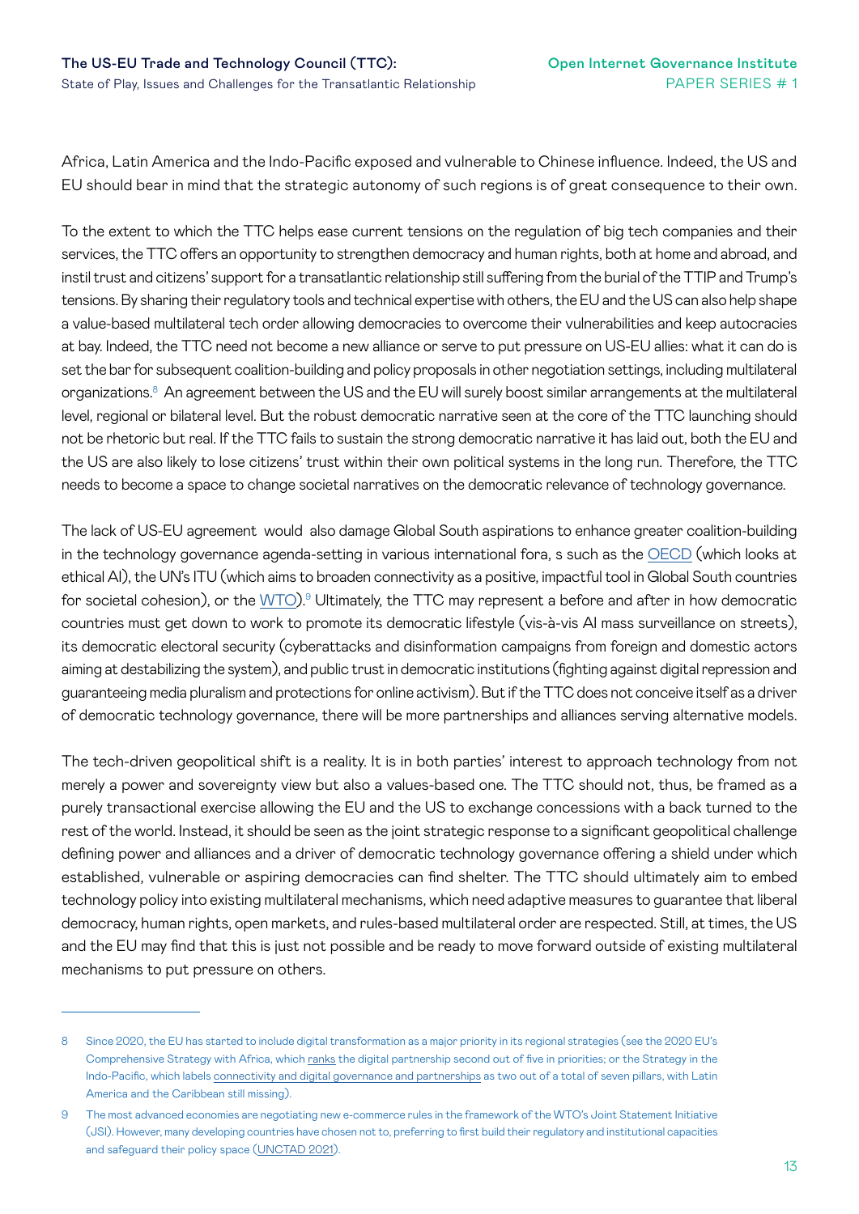Africa, Latin America and the Indo-Pacific exposed and vulnerable to Chinese influence. Indeed, the US and EU should bear in mind that the strategic autonomy of such regions is of great consequence to their own.

To the extent to which the TTC helps ease current tensions on the regulation of big tech companies and their services, the TTC offers an opportunity to strengthen democracy and human rights, both at home and abroad, and instil trust and citizens' support for a transatlantic relationship still suffering from the burial of the TTIP and Trump's tensions. By sharing their regulatory tools and technical expertise with others, the EU and the US can also help shape a value-based multilateral tech order allowing democracies to overcome their vulnerabilities and keep autocracies at bay. Indeed, the TTC need not become a new alliance or serve to put pressure on US-EU allies: what it can do is set the bar for subsequent coalition-building and policy proposals in other negotiation settings, including multilateral organizations.[8] An agreement between the US and the EU will surely boost similar arrangements at the multilateral level, regional or bilateral level. But the robust democratic narrative seen at the core of the TTC launching should not be rhetoric but real. If the TTC fails to sustain the strong democratic narrative it has laid out, both the EU and the US are also likely to lose citizens' trust within their own political systems in the long run. Therefore, the TTC needs to become a space to change societal narratives on the democratic relevance of technology governance.

The lack of US-EU agreement would also damage Global South aspirations to enhance greater coalition-building in the technology governance agenda-setting in various international fora, s such as the OECD (which looks at ethical AI), the UN's ITU (which aims to broaden connectivity as a positive, impactful tool in Global South countries for societal cohesion), or the WTO).[9] Ultimately, the TTC may represent a before and after in how democratic countries must get down to work to promote its democratic lifestyle (vis-à-vis AI mass surveillance on streets), its democratic electoral security (cyberattacks and disinformation campaigns from foreign and domestic actors aiming at destabilizing the system), and public trust in democratic institutions (fighting against digital repression and guaranteeing media pluralism and protections for online activism). But if the TTC does not conceive itself as a driver of democratic technology governance, there will be more partnerships and alliances serving alternative models.

The tech-driven geopolitical shift is a reality. It is in both parties' interest to approach technology from not merely a power and sovereignty view but also a values-based one. The TTC should not, thus, be framed as a purely transactional exercise allowing the EU and the US to exchange concessions with a back turned to the rest of the world. Instead, it should be seen as the joint strategic response to a significant geopolitical challenge defining power and alliances and a driver of democratic technology governance offering a shield under which established, vulnerable or aspiring democracies can find shelter. The TTC should ultimately aim to embed technology policy into existing multilateral mechanisms, which need adaptive measures to guarantee that liberal democracy, human rights, open markets, and rules-based multilateral order are respected. Still, at times, the US and the EU may find that this is just not possible and be ready to move forward outside of existing multilateral mechanisms to put pressure on others.

---

8 Since 2020, the EU has started to include digital transformation as a major priority in its regional strategies (see the 2020 EU's Comprehensive Strategy with Africa, which ranks the digital partnership second out of five in priorities; or the Strategy in the Indo-Pacific, which labels connectivity and digital governance and partnerships as two out of a total of seven pillars, with Latin America and the Caribbean still missing).

9 The most advanced economies are negotiating new e-commerce rules in the framework of the WTO's Joint Statement Initiative (JSI). However, many developing countries have chosen not to, preferring to first build their regulatory and institutional capacities and safeguard their policy space (UNCTAD 2021).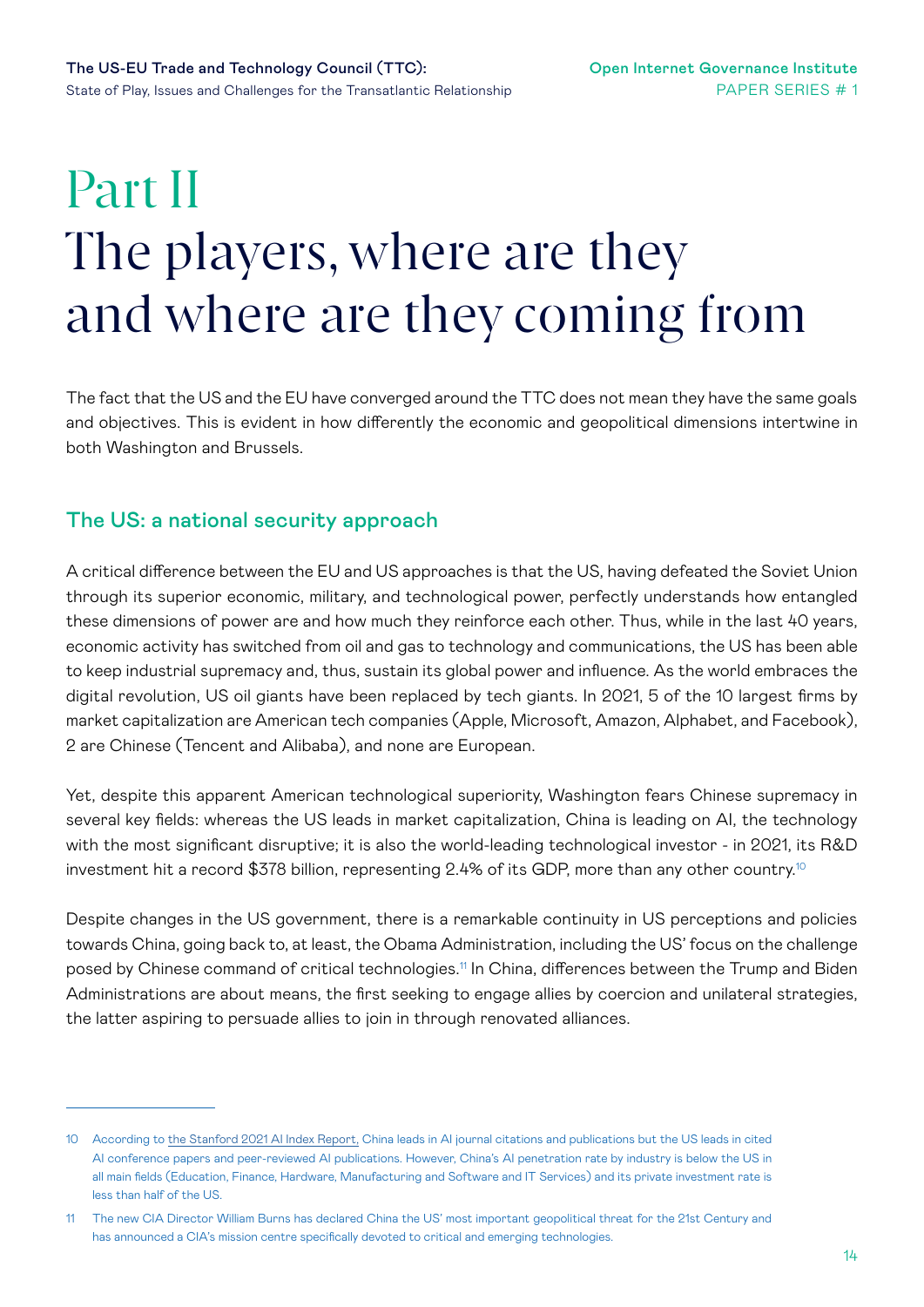# Part II
# The players, where are they and where are they coming from

The fact that the US and the EU have converged around the TTC does not mean they have the same goals and objectives. This is evident in how differently the economic and geopolitical dimensions intertwine in both Washington and Brussels.

## The US: a national security approach

A critical difference between the EU and US approaches is that the US, having defeated the Soviet Union through its superior economic, military, and technological power, perfectly understands how entangled these dimensions of power are and how much they reinforce each other. Thus, while in the last 40 years, economic activity has switched from oil and gas to technology and communications, the US has been able to keep industrial supremacy and, thus, sustain its global power and influence. As the world embraces the digital revolution, US oil giants have been replaced by tech giants. In 2021, 5 of the 10 largest firms by market capitalization are American tech companies (Apple, Microsoft, Amazon, Alphabet, and Facebook), 2 are Chinese (Tencent and Alibaba), and none are European.

Yet, despite this apparent American technological superiority, Washington fears Chinese supremacy in several key fields: whereas the US leads in market capitalization, China is leading on AI, the technology with the most significant disruptive; it is also the world-leading technological investor - in 2021, its R&D investment hit a record $378 billion, representing 2.4% of its GDP, more than any other country.[10]

Despite changes in the US government, there is a remarkable continuity in US perceptions and policies towards China, going back to, at least, the Obama Administration, including the US' focus on the challenge posed by Chinese command of critical technologies.[11] In China, differences between the Trump and Biden Administrations are about means, the first seeking to engage allies by coercion and unilateral strategies, the latter aspiring to persuade allies to join in through renovated alliances.

---

10 According to the Stanford 2021 AI Index Report, China leads in AI journal citations and publications but the US leads in cited AI conference papers and peer-reviewed AI publications. However, China's AI penetration rate by industry is below the US in all main fields (Education, Finance, Hardware, Manufacturing and Software and IT Services) and its private investment rate is less than half of the US.

11 The new CIA Director William Burns has declared China the US' most important geopolitical threat for the 21st Century and has announced a CIA's mission centre specifically devoted to critical and emerging technologies.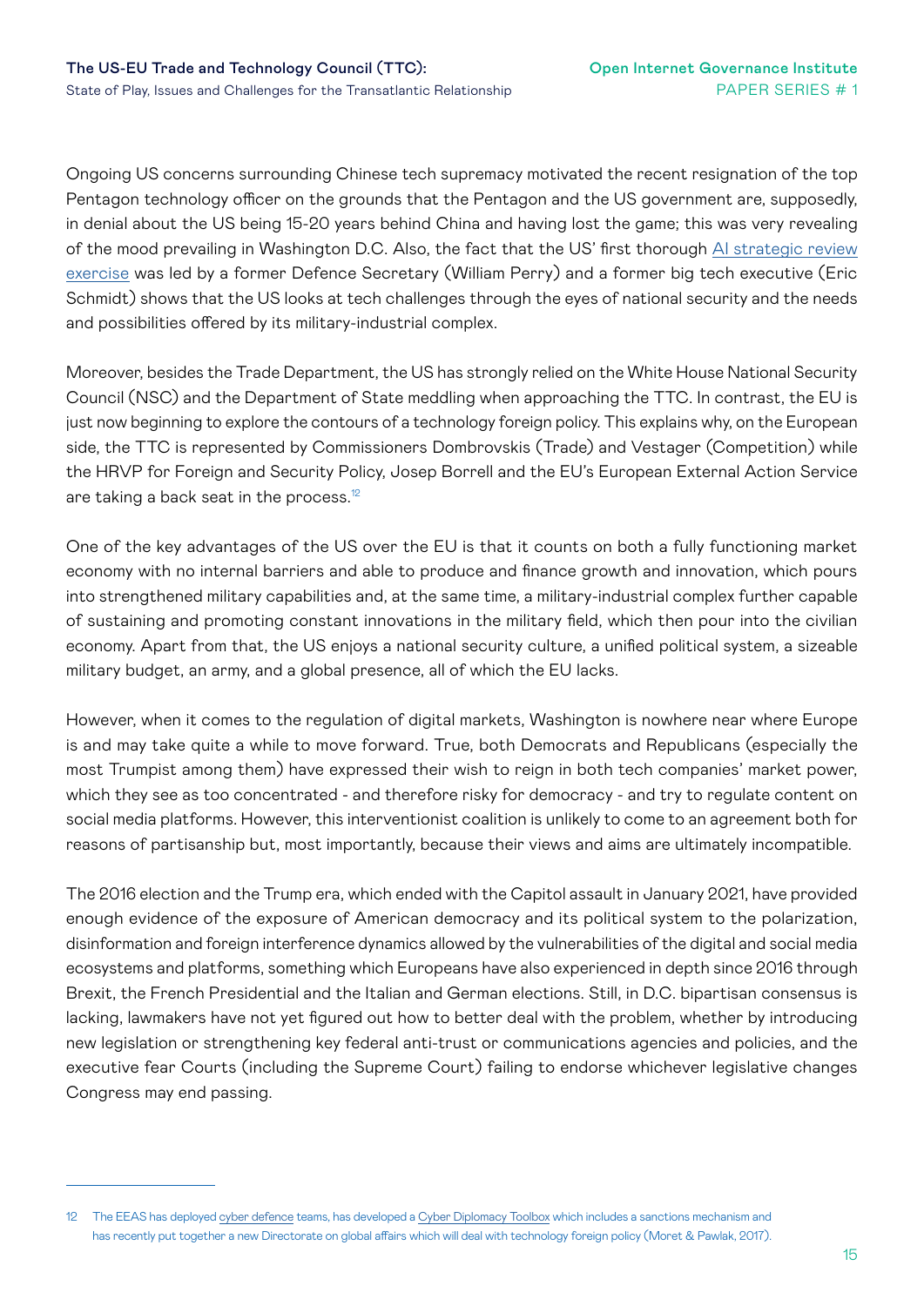Ongoing US concerns surrounding Chinese tech supremacy motivated the recent resignation of the top Pentagon technology officer on the grounds that the Pentagon and the US government are, supposedly, in denial about the US being 15-20 years behind China and having lost the game; this was very revealing of the mood prevailing in Washington D.C. Also, the fact that the US' first thorough AI strategic review exercise was led by a former Defence Secretary (William Perry) and a former big tech executive (Eric Schmidt) shows that the US looks at tech challenges through the eyes of national security and the needs and possibilities offered by its military-industrial complex.

Moreover, besides the Trade Department, the US has strongly relied on the White House National Security Council (NSC) and the Department of State meddling when approaching the TTC. In contrast, the EU is just now beginning to explore the contours of a technology foreign policy. This explains why, on the European side, the TTC is represented by Commissioners Dombrovskis (Trade) and Vestager (Competition) while the HRVP for Foreign and Security Policy, Josep Borrell and the EU's European External Action Service are taking a back seat in the process.[12]

One of the key advantages of the US over the EU is that it counts on both a fully functioning market economy with no internal barriers and able to produce and finance growth and innovation, which pours into strengthened military capabilities and, at the same time, a military-industrial complex further capable of sustaining and promoting constant innovations in the military field, which then pour into the civilian economy. Apart from that, the US enjoys a national security culture, a unified political system, a sizeable military budget, an army, and a global presence, all of which the EU lacks.

However, when it comes to the regulation of digital markets, Washington is nowhere near where Europe is and may take quite a while to move forward. True, both Democrats and Republicans (especially the most Trumpist among them) have expressed their wish to reign in both tech companies' market power, which they see as too concentrated - and therefore risky for democracy - and try to regulate content on social media platforms. However, this interventionist coalition is unlikely to come to an agreement both for reasons of partisanship but, most importantly, because their views and aims are ultimately incompatible.

The 2016 election and the Trump era, which ended with the Capitol assault in January 2021, have provided enough evidence of the exposure of American democracy and its political system to the polarization, disinformation and foreign interference dynamics allowed by the vulnerabilities of the digital and social media ecosystems and platforms, something which Europeans have also experienced in depth since 2016 through Brexit, the French Presidential and the Italian and German elections. Still, in D.C. bipartisan consensus is lacking, lawmakers have not yet figured out how to better deal with the problem, whether by introducing new legislation or strengthening key federal anti-trust or communications agencies and policies, and the executive fear Courts (including the Supreme Court) failing to endorse whichever legislative changes Congress may end passing.

---

12 The EEAS has deployed cyber defence teams, has developed a Cyber Diplomacy Toolbox which includes a sanctions mechanism and has recently put together a new Directorate on global affairs which will deal with technology foreign policy (Moret & Pawlak, 2017).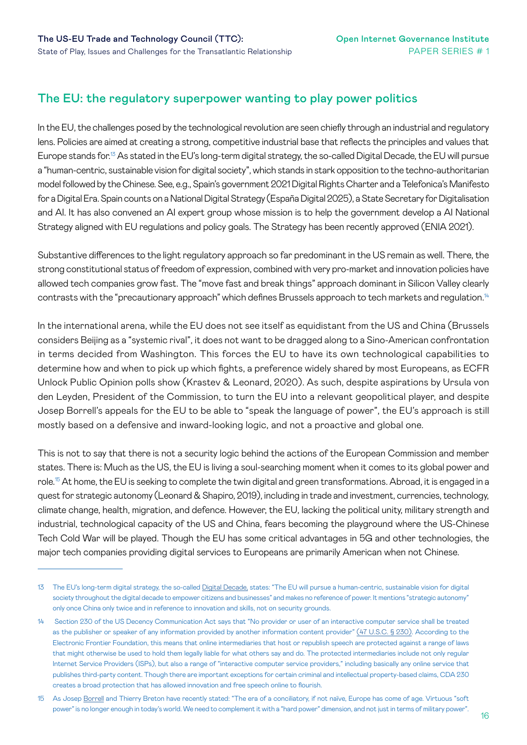## The EU: the regulatory superpower wanting to play power politics

In the EU, the challenges posed by the technological revolution are seen chiefly through an industrial and regulatory lens. Policies are aimed at creating a strong, competitive industrial base that reflects the principles and values that Europe stands for.[13] As stated in the EU's long-term digital strategy, the so-called Digital Decade, the EU will pursue a "human-centric, sustainable vision for digital society", which stands in stark opposition to the techno-authoritarian model followed by the Chinese. See, e.g., Spain's government 2021 Digital Rights Charter and a Telefonica's Manifesto for a Digital Era. Spain counts on a National Digital Strategy (España Digital 2025), a State Secretary for Digitalisation and AI. It has also convened an AI expert group whose mission is to help the government develop a AI National Strategy aligned with EU regulations and policy goals. The Strategy has been recently approved (ENIA 2021).

Substantive differences to the light regulatory approach so far predominant in the US remain as well. There, the strong constitutional status of freedom of expression, combined with very pro-market and innovation policies have allowed tech companies grow fast. The "move fast and break things" approach dominant in Silicon Valley clearly contrasts with the "precautionary approach" which defines Brussels approach to tech markets and regulation.[14]

In the international arena, while the EU does not see itself as equidistant from the US and China (Brussels considers Beijing as a "systemic rival", it does not want to be dragged along to a Sino-American confrontation in terms decided from Washington. This forces the EU to have its own technological capabilities to determine how and when to pick up which fights, a preference widely shared by most Europeans, as ECFR Unlock Public Opinion polls show (Krastev & Leonard, 2020). As such, despite aspirations by Ursula von den Leyden, President of the Commission, to turn the EU into a relevant geopolitical player, and despite Josep Borrell's appeals for the EU to be able to "speak the language of power", the EU's approach is still mostly based on a defensive and inward-looking logic, and not a proactive and global one.

This is not to say that there is not a security logic behind the actions of the European Commission and member states. There is: Much as the US, the EU is living a soul-searching moment when it comes to its global power and role.[15] At home, the EU is seeking to complete the twin digital and green transformations. Abroad, it is engaged in a quest for strategic autonomy (Leonard & Shapiro, 2019), including in trade and investment, currencies, technology, climate change, health, migration, and defence. However, the EU, lacking the political unity, military strength and industrial, technological capacity of the US and China, fears becoming the playground where the US-Chinese Tech Cold War will be played. Though the EU has some critical advantages in 5G and other technologies, the major tech companies providing digital services to Europeans are primarily American when not Chinese.

---

13 The EU's long-term digital strategy, the so-called Digital Decade, states: "The EU will pursue a human-centric, sustainable vision for digital society throughout the digital decade to empower citizens and businesses" and makes no reference of power. It mentions "strategic autonomy" only once China only twice and in reference to innovation and skills, not on security grounds.

14 Section 230 of the US Decency Communication Act says that "No provider or user of an interactive computer service shall be treated as the publisher or speaker of any information provided by another information content provider" (47 U.S.C. § 230). According to the Electronic Frontier Foundation, this means that online intermediaries that host or republish speech are protected against a range of laws that might otherwise be used to hold them legally liable for what others say and do. The protected intermediaries include not only regular Internet Service Providers (ISPs), but also a range of "interactive computer service providers," including basically any online service that publishes third-party content. Though there are important exceptions for certain criminal and intellectual property-based claims, CDA 230 creates a broad protection that has allowed innovation and free speech online to flourish.

15 As Josep Borrell and Thierry Breton have recently stated: "The era of a conciliatory, if not naïve, Europe has come of age. Virtuous "soft power" is no longer enough in today's world. We need to complement it with a "hard power" dimension, and not just in terms of military power".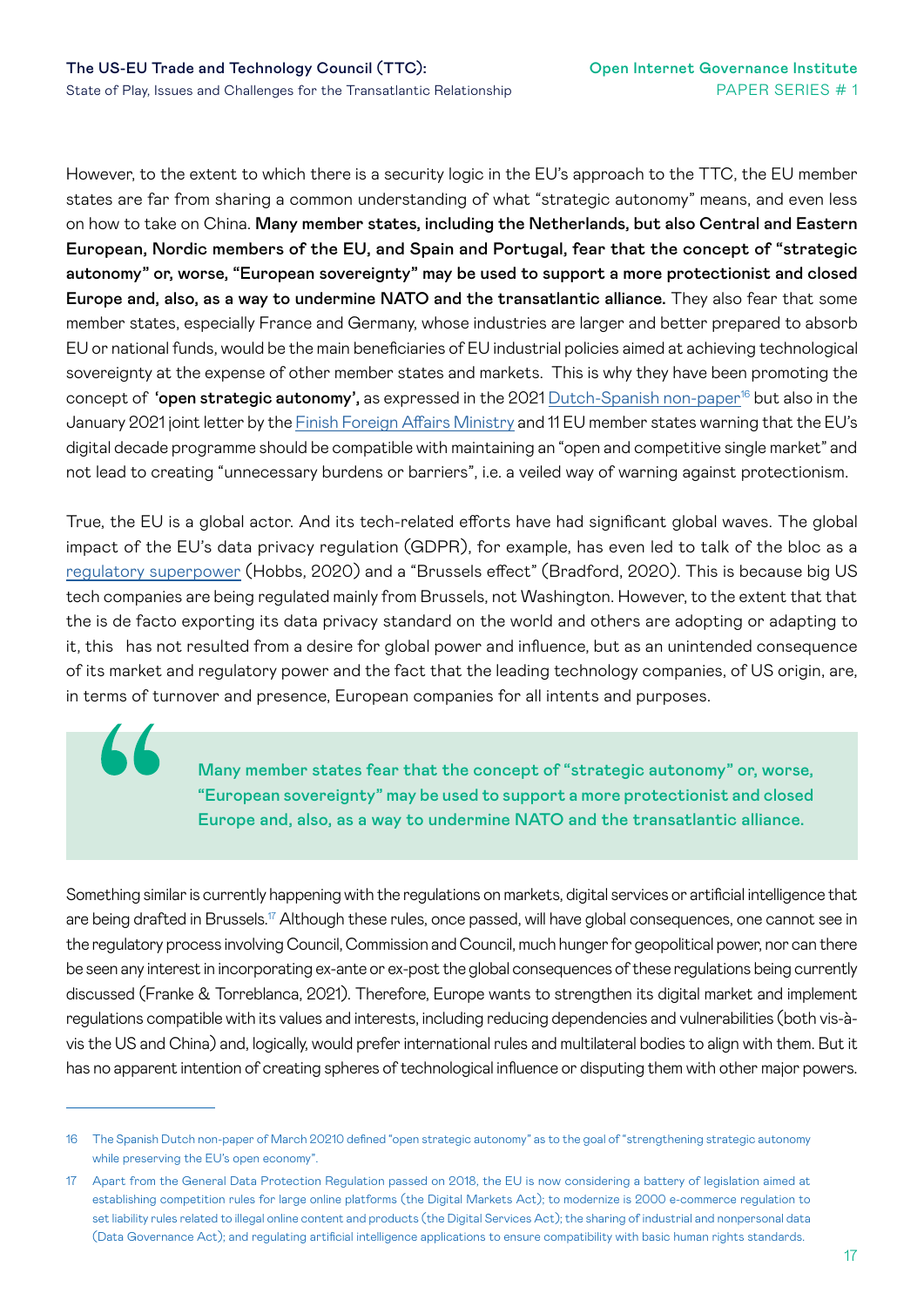However, to the extent to which there is a security logic in the EU's approach to the TTC, the EU member states are far from sharing a common understanding of what "strategic autonomy" means, and even less on how to take on China. **Many member states, including the Netherlands, but also Central and Eastern European, Nordic members of the EU, and Spain and Portugal, fear that the concept of "strategic autonomy" or, worse, "European sovereignty" may be used to support a more protectionist and closed Europe and, also, as a way to undermine NATO and the transatlantic alliance.** They also fear that some member states, especially France and Germany, whose industries are larger and better prepared to absorb EU or national funds, would be the main beneficiaries of EU industrial policies aimed at achieving technological sovereignty at the expense of other member states and markets. This is why they have been promoting the concept of **'open strategic autonomy',** as expressed in the 2021 Dutch-Spanish non-paper[16] but also in the January 2021 joint letter by the Finish Foreign Affairs Ministry and 11 EU member states warning that the EU's digital decade programme should be compatible with maintaining an "open and competitive single market" and not lead to creating "unnecessary burdens or barriers", i.e. a veiled way of warning against protectionism.

True, the EU is a global actor. And its tech-related efforts have had significant global waves. The global impact of the EU's data privacy regulation (GDPR), for example, has even led to talk of the bloc as a regulatory superpower (Hobbs, 2020) and a "Brussels effect" (Bradford, 2020). This is because big US tech companies are being regulated mainly from Brussels, not Washington. However, to the extent that that the is de facto exporting its data privacy standard on the world and others are adopting or adapting to it, this has not resulted from a desire for global power and influence, but as an unintended consequence of its market and regulatory power and the fact that the leading technology companies, of US origin, are, in terms of turnover and presence, European companies for all intents and purposes.

> **Many member states fear that the concept of "strategic autonomy" or, worse, "European sovereignty" may be used to support a more protectionist and closed Europe and, also, as a way to undermine NATO and the transatlantic alliance.**

Something similar is currently happening with the regulations on markets, digital services or artificial intelligence that are being drafted in Brussels.[17] Although these rules, once passed, will have global consequences, one cannot see in the regulatory process involving Council, Commission and Council, much hunger for geopolitical power, nor can there be seen any interest in incorporating ex-ante or ex-post the global consequences of these regulations being currently discussed (Franke & Torreblanca, 2021). Therefore, Europe wants to strengthen its digital market and implement regulations compatible with its values and interests, including reducing dependencies and vulnerabilities (both vis-à-vis the US and China) and, logically, would prefer international rules and multilateral bodies to align with them. But it has no apparent intention of creating spheres of technological influence or disputing them with other major powers.

---

16 The Spanish Dutch non-paper of March 20210 defined "open strategic autonomy" as to the goal of "strengthening strategic autonomy while preserving the EU's open economy".

17 Apart from the General Data Protection Regulation passed on 2018, the EU is now considering a battery of legislation aimed at establishing competition rules for large online platforms (the Digital Markets Act); to modernize is 2000 e-commerce regulation to set liability rules related to illegal online content and products (the Digital Services Act); the sharing of industrial and nonpersonal data (Data Governance Act); and regulating artificial intelligence applications to ensure compatibility with basic human rights standards.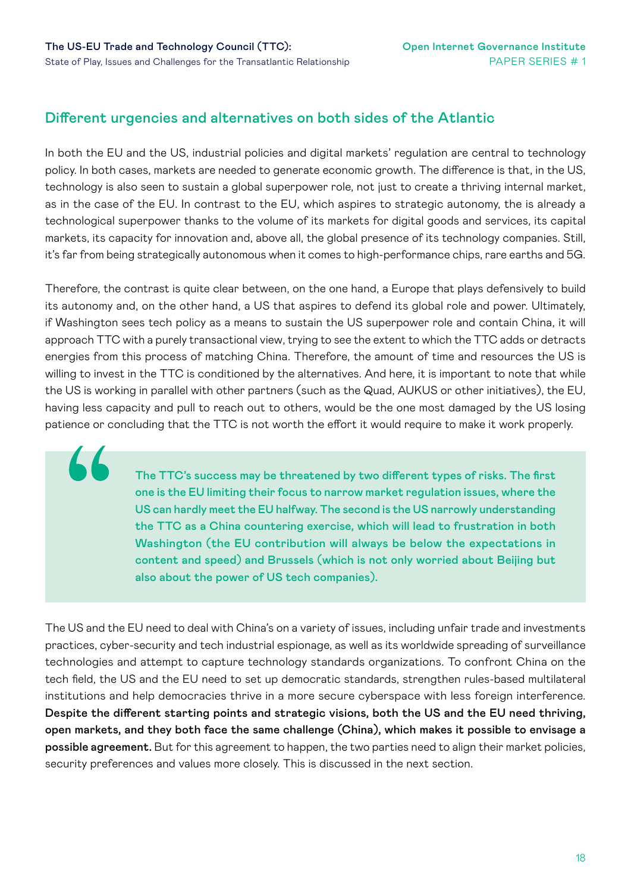## Different urgencies and alternatives on both sides of the Atlantic

In both the EU and the US, industrial policies and digital markets' regulation are central to technology policy. In both cases, markets are needed to generate economic growth. The difference is that, in the US, technology is also seen to sustain a global superpower role, not just to create a thriving internal market, as in the case of the EU. In contrast to the EU, which aspires to strategic autonomy, the is already a technological superpower thanks to the volume of its markets for digital goods and services, its capital markets, its capacity for innovation and, above all, the global presence of its technology companies. Still, it's far from being strategically autonomous when it comes to high-performance chips, rare earths and 5G.

Therefore, the contrast is quite clear between, on the one hand, a Europe that plays defensively to build its autonomy and, on the other hand, a US that aspires to defend its global role and power. Ultimately, if Washington sees tech policy as a means to sustain the US superpower role and contain China, it will approach TTC with a purely transactional view, trying to see the extent to which the TTC adds or detracts energies from this process of matching China. Therefore, the amount of time and resources the US is willing to invest in the TTC is conditioned by the alternatives. And here, it is important to note that while the US is working in parallel with other partners (such as the Quad, AUKUS or other initiatives), the EU, having less capacity and pull to reach out to others, would be the one most damaged by the US losing patience or concluding that the TTC is not worth the effort it would require to make it work properly.

> **The TTC's success may be threatened by two different types of risks. The first one is the EU limiting their focus to narrow market regulation issues, where the US can hardly meet the EU halfway. The second is the US narrowly understanding the TTC as a China countering exercise, which will lead to frustration in both Washington (the EU contribution will always be below the expectations in content and speed) and Brussels (which is not only worried about Beijing but also about the power of US tech companies).**

The US and the EU need to deal with China's on a variety of issues, including unfair trade and investments practices, cyber-security and tech industrial espionage, as well as its worldwide spreading of surveillance technologies and attempt to capture technology standards organizations. To confront China on the tech field, the US and the EU need to set up democratic standards, strengthen rules-based multilateral institutions and help democracies thrive in a more secure cyberspace with less foreign interference. **Despite the different starting points and strategic visions, both the US and the EU need thriving, open markets, and they both face the same challenge (China), which makes it possible to envisage a possible agreement.** But for this agreement to happen, the two parties need to align their market policies, security preferences and values more closely. This is discussed in the next section.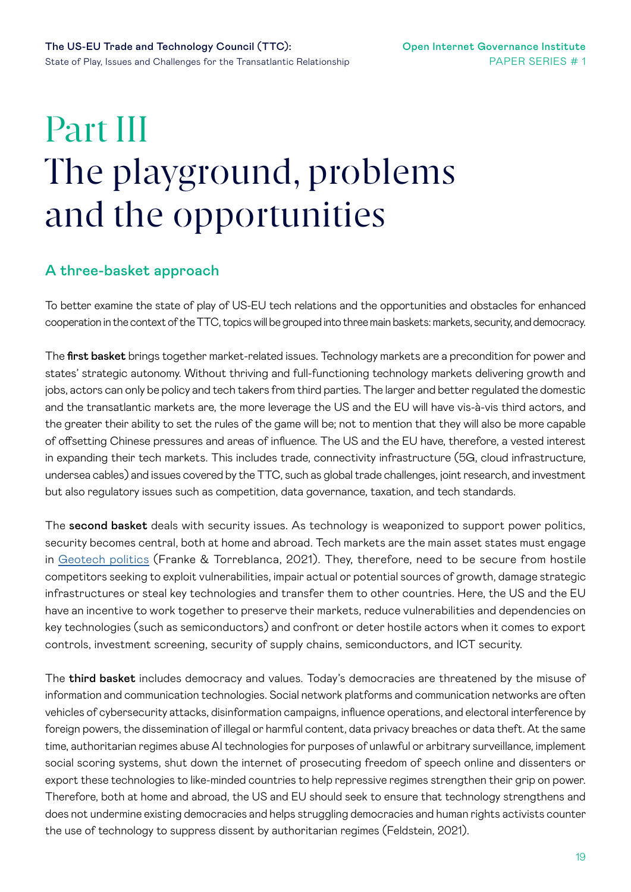# Part III
# The playground, problems and the opportunities

## A three-basket approach

To better examine the state of play of US-EU tech relations and the opportunities and obstacles for enhanced cooperation in the context of the TTC, topics will be grouped into three main baskets: markets, security, and democracy.

The **first basket** brings together market-related issues. Technology markets are a precondition for power and states' strategic autonomy. Without thriving and full-functioning technology markets delivering growth and jobs, actors can only be policy and tech takers from third parties. The larger and better regulated the domestic and the transatlantic markets are, the more leverage the US and the EU will have vis-à-vis third actors, and the greater their ability to set the rules of the game will be; not to mention that they will also be more capable of offsetting Chinese pressures and areas of influence. The US and the EU have, therefore, a vested interest in expanding their tech markets. This includes trade, connectivity infrastructure (5G, cloud infrastructure, undersea cables) and issues covered by the TTC, such as global trade challenges, joint research, and investment but also regulatory issues such as competition, data governance, taxation, and tech standards.

The **second basket** deals with security issues. As technology is weaponized to support power politics, security becomes central, both at home and abroad. Tech markets are the main asset states must engage in Geotech politics (Franke & Torreblanca, 2021). They, therefore, need to be secure from hostile competitors seeking to exploit vulnerabilities, impair actual or potential sources of growth, damage strategic infrastructures or steal key technologies and transfer them to other countries. Here, the US and the EU have an incentive to work together to preserve their markets, reduce vulnerabilities and dependencies on key technologies (such as semiconductors) and confront or deter hostile actors when it comes to export controls, investment screening, security of supply chains, semiconductors, and ICT security.

The **third basket** includes democracy and values. Today's democracies are threatened by the misuse of information and communication technologies. Social network platforms and communication networks are often vehicles of cybersecurity attacks, disinformation campaigns, influence operations, and electoral interference by foreign powers, the dissemination of illegal or harmful content, data privacy breaches or data theft. At the same time, authoritarian regimes abuse AI technologies for purposes of unlawful or arbitrary surveillance, implement social scoring systems, shut down the internet of prosecuting freedom of speech online and dissenters or export these technologies to like-minded countries to help repressive regimes strengthen their grip on power. Therefore, both at home and abroad, the US and EU should seek to ensure that technology strengthens and does not undermine existing democracies and helps struggling democracies and human rights activists counter the use of technology to suppress dissent by authoritarian regimes (Feldstein, 2021).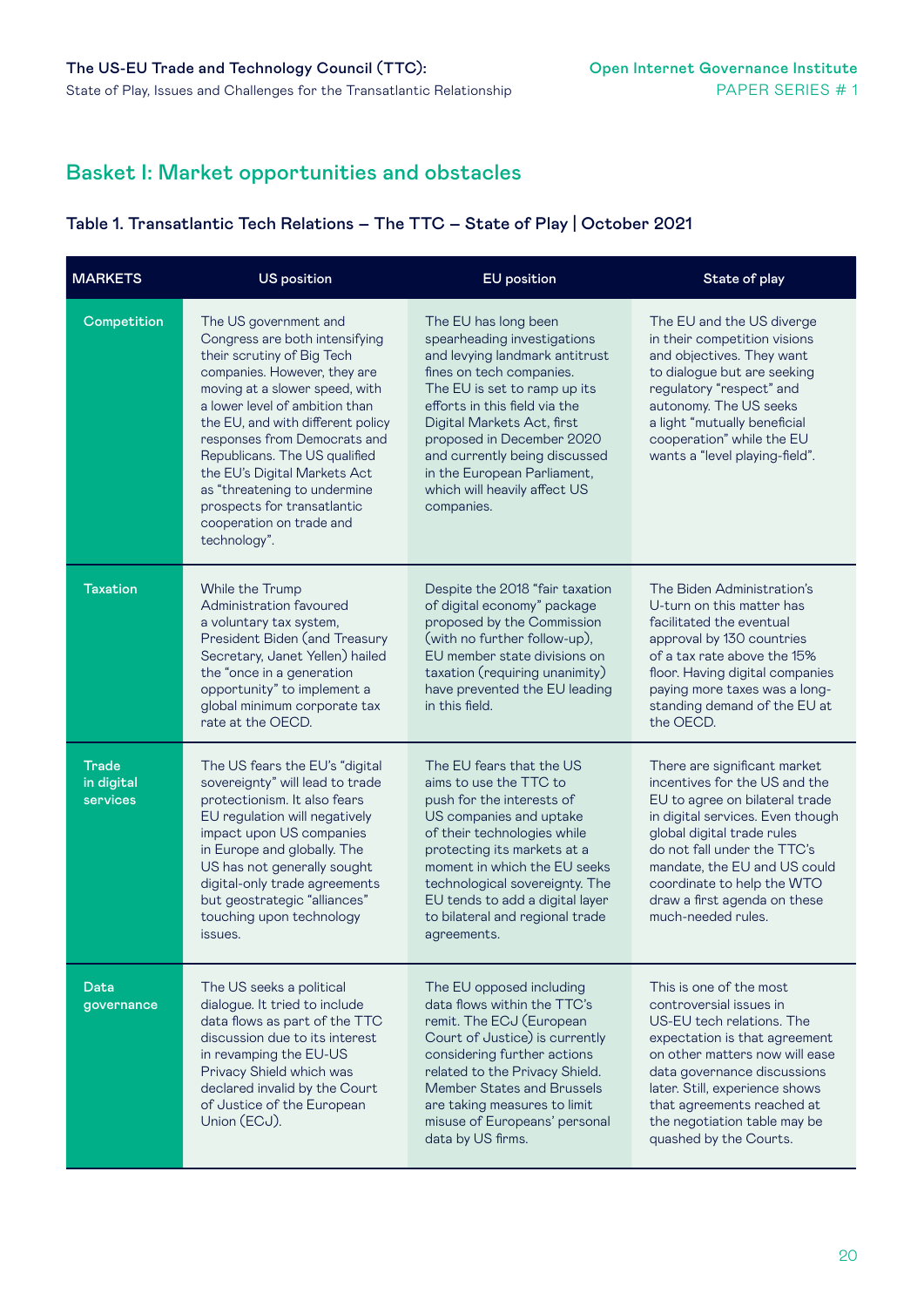## Basket I: Market opportunities and obstacles

### Table 1. Transatlantic Tech Relations – The TTC – State of Play | October 2021

| MARKETS | US position | EU position | State of play |
|---|---|---|---|
| Competition | The US government and Congress are both intensifying their scrutiny of Big Tech companies. However, they are moving at a slower speed, with a lower level of ambition than the EU, and with different policy responses from Democrats and Republicans. The US qualified the EU's Digital Markets Act as "threatening to undermine prospects for transatlantic cooperation on trade and technology". | The EU has long been spearheading investigations and levying landmark antitrust fines on tech companies. The EU is set to ramp up its efforts in this field via the Digital Markets Act, first proposed in December 2020 and currently being discussed in the European Parliament, which will heavily affect US companies. | The EU and the US diverge in their competition visions and objectives. They want to dialogue but are seeking regulatory "respect" and autonomy. The US seeks a light "mutually beneficial cooperation" while the EU wants a "level playing-field". |
| Taxation | While the Trump Administration favoured a voluntary tax system, President Biden (and Treasury Secretary, Janet Yellen) hailed the "once in a generation opportunity" to implement a global minimum corporate tax rate at the OECD. | Despite the 2018 "fair taxation of digital economy" package proposed by the Commission (with no further follow-up), EU member state divisions on taxation (requiring unanimity) have prevented the EU leading in this field. | The Biden Administration's U-turn on this matter has facilitated the eventual approval by 130 countries of a tax rate above the 15% floor. Having digital companies paying more taxes was a long-standing demand of the EU at the OECD. |
| Trade in digital services | The US fears the EU's "digital sovereignty" will lead to trade protectionism. It also fears EU regulation will negatively impact upon US companies in Europe and globally. The US has not generally sought digital-only trade agreements but geostrategic "alliances" touching upon technology issues. | The EU fears that the US aims to use the TTC to push for the interests of US companies and uptake of their technologies while protecting its markets at a moment in which the EU seeks technological sovereignty. The EU tends to add a digital layer to bilateral and regional trade agreements. | There are significant market incentives for the US and the EU to agree on bilateral trade in digital services. Even though global digital trade rules do not fall under the TTC's mandate, the EU and US could coordinate to help the WTO draw a first agenda on these much-needed rules. |
| Data governance | The US seeks a political dialogue. It tried to include data flows as part of the TTC discussion due to its interest in revamping the EU-US Privacy Shield which was declared invalid by the Court of Justice of the European Union (ECJ). | The EU opposed including data flows within the TTC's remit. The ECJ (European Court of Justice) is currently considering further actions related to the Privacy Shield. Member States and Brussels are taking measures to limit misuse of Europeans' personal data by US firms. | This is one of the most controversial issues in US-EU tech relations. The expectation is that agreement on other matters now will ease data governance discussions later. Still, experience shows that agreements reached at the negotiation table may be quashed by the Courts. |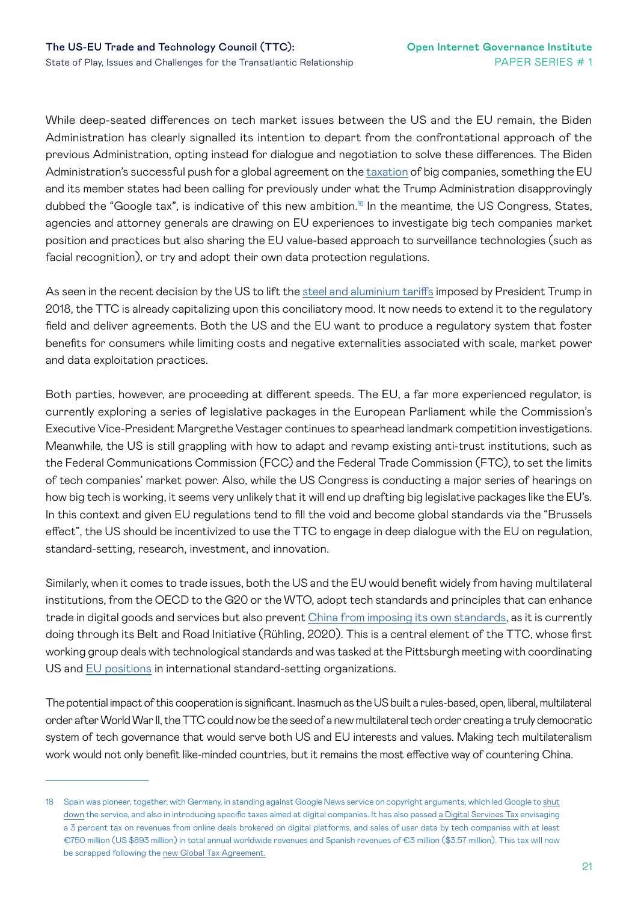While deep-seated differences on tech market issues between the US and the EU remain, the Biden Administration has clearly signalled its intention to depart from the confrontational approach of the previous Administration, opting instead for dialogue and negotiation to solve these differences. The Biden Administration's successful push for a global agreement on the taxation of big companies, something the EU and its member states had been calling for previously under what the Trump Administration disapprovingly dubbed the "Google tax", is indicative of this new ambition.[18] In the meantime, the US Congress, States, agencies and attorney generals are drawing on EU experiences to investigate big tech companies market position and practices but also sharing the EU value-based approach to surveillance technologies (such as facial recognition), or try and adopt their own data protection regulations.

As seen in the recent decision by the US to lift the steel and aluminium tariffs imposed by President Trump in 2018, the TTC is already capitalizing upon this conciliatory mood. It now needs to extend it to the regulatory field and deliver agreements. Both the US and the EU want to produce a regulatory system that foster benefits for consumers while limiting costs and negative externalities associated with scale, market power and data exploitation practices.

Both parties, however, are proceeding at different speeds. The EU, a far more experienced regulator, is currently exploring a series of legislative packages in the European Parliament while the Commission's Executive Vice-President Margrethe Vestager continues to spearhead landmark competition investigations. Meanwhile, the US is still grappling with how to adapt and revamp existing anti-trust institutions, such as the Federal Communications Commission (FCC) and the Federal Trade Commission (FTC), to set the limits of tech companies' market power. Also, while the US Congress is conducting a major series of hearings on how big tech is working, it seems very unlikely that it will end up drafting big legislative packages like the EU's. In this context and given EU regulations tend to fill the void and become global standards via the "Brussels effect", the US should be incentivized to use the TTC to engage in deep dialogue with the EU on regulation, standard-setting, research, investment, and innovation.

Similarly, when it comes to trade issues, both the US and the EU would benefit widely from having multilateral institutions, from the OECD to the G20 or the WTO, adopt tech standards and principles that can enhance trade in digital goods and services but also prevent China from imposing its own standards, as it is currently doing through its Belt and Road Initiative (Rühling, 2020). This is a central element of the TTC, whose first working group deals with technological standards and was tasked at the Pittsburgh meeting with coordinating US and EU positions in international standard-setting organizations.

The potential impact of this cooperation is significant. Inasmuch as the US built a rules-based, open, liberal, multilateral order after World War II, the TTC could now be the seed of a new multilateral tech order creating a truly democratic system of tech governance that would serve both US and EU interests and values. Making tech multilateralism work would not only benefit like-minded countries, but it remains the most effective way of countering China.

---

18 Spain was pioneer, together, with Germany, in standing against Google News service on copyright arguments, which led Google to shut down the service, and also in introducing specific taxes aimed at digital companies. It has also passed a Digital Services Tax envisaging a 3 percent tax on revenues from online deals brokered on digital platforms, and sales of user data by tech companies with at least €750 million (US $893 million) in total annual worldwide revenues and Spanish revenues of €3 million ($3.57 million). This tax will now be scrapped following the new Global Tax Agreement.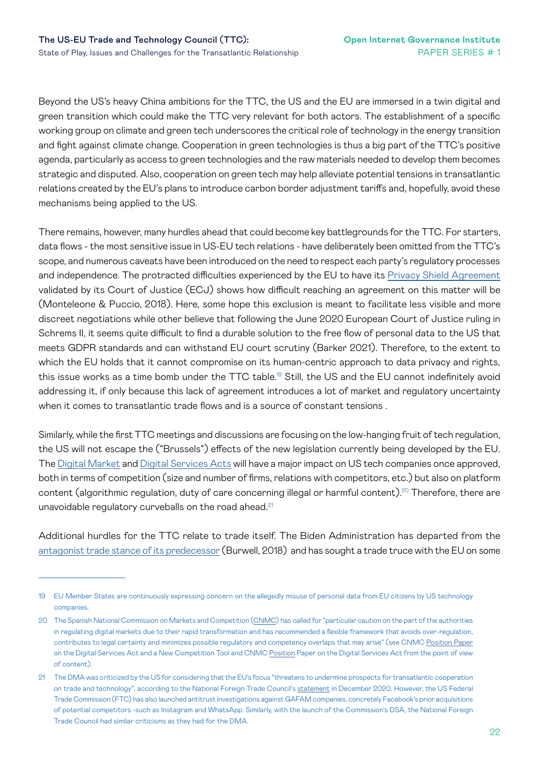Beyond the US's heavy China ambitions for the TTC, the US and the EU are immersed in a twin digital and green transition which could make the TTC very relevant for both actors. The establishment of a specific working group on climate and green tech underscores the critical role of technology in the energy transition and fight against climate change. Cooperation in green technologies is thus a big part of the TTC's positive agenda, particularly as access to green technologies and the raw materials needed to develop them becomes strategic and disputed. Also, cooperation on green tech may help alleviate potential tensions in transatlantic relations created by the EU's plans to introduce carbon border adjustment tariffs and, hopefully, avoid these mechanisms being applied to the US.

There remains, however, many hurdles ahead that could become key battlegrounds for the TTC. For starters, data flows - the most sensitive issue in US-EU tech relations - have deliberately been omitted from the TTC's scope, and numerous caveats have been introduced on the need to respect each party's regulatory processes and independence. The protracted difficulties experienced by the EU to have its Privacy Shield Agreement validated by its Court of Justice (ECJ) shows how difficult reaching an agreement on this matter will be (Monteleone & Puccio, 2018). Here, some hope this exclusion is meant to facilitate less visible and more discreet negotiations while other believe that following the June 2020 European Court of Justice ruling in Schrems II, it seems quite difficult to find a durable solution to the free flow of personal data to the US that meets GDPR standards and can withstand EU court scrutiny (Barker 2021). Therefore, to the extent to which the EU holds that it cannot compromise on its human-centric approach to data privacy and rights, this issue works as a time bomb under the TTC table.[19] Still, the US and the EU cannot indefinitely avoid addressing it, if only because this lack of agreement introduces a lot of market and regulatory uncertainty when it comes to transatlantic trade flows and is a source of constant tensions .

Similarly, while the first TTC meetings and discussions are focusing on the low-hanging fruit of tech regulation, the US will not escape the ("Brussels") effects of the new legislation currently being developed by the EU. The Digital Market and Digital Services Acts will have a major impact on US tech companies once approved, both in terms of competition (size and number of firms, relations with competitors, etc.) but also on platform content (algorithmic regulation, duty of care concerning illegal or harmful content).[20] Therefore, there are unavoidable regulatory curveballs on the road ahead.[21]

Additional hurdles for the TTC relate to trade itself. The Biden Administration has departed from the antagonist trade stance of its predecessor (Burwell, 2018) and has sought a trade truce with the EU on some

---

19 EU Member States are continuously expressing concern on the allegedly misuse of personal data from EU citizens by US technology companies.

20 The Spanish National Commission on Markets and Competition (CNMC) has called for "particular caution on the part of the authorities in regulating digital markets due to their rapid transformation and has recommended a flexible framework that avoids over-regulation, contributes to legal certainty and minimizes possible regulatory and competency overlaps that may arise" (see CNMC Position Paper on the Digital Services Act and a New Competition Tool and CNMC Position Paper on the Digital Services Act from the point of view of content).

21 The DMA was criticized by the US for considering that the EU's focus "threatens to undermine prospects for transatlantic cooperation on trade and technology", according to the National Foreign Trade Council's statement in December 2020. However, the US Federal Trade Commission (FTC) has also launched antitrust investigations against GAFAM companies, concretely Facebook's prior acquisitions of potential competitors -such as Instagram and WhatsApp. Similarly, with the launch of the Commission's DSA, the National Foreign Trade Council had similar criticisms as they had for the DMA.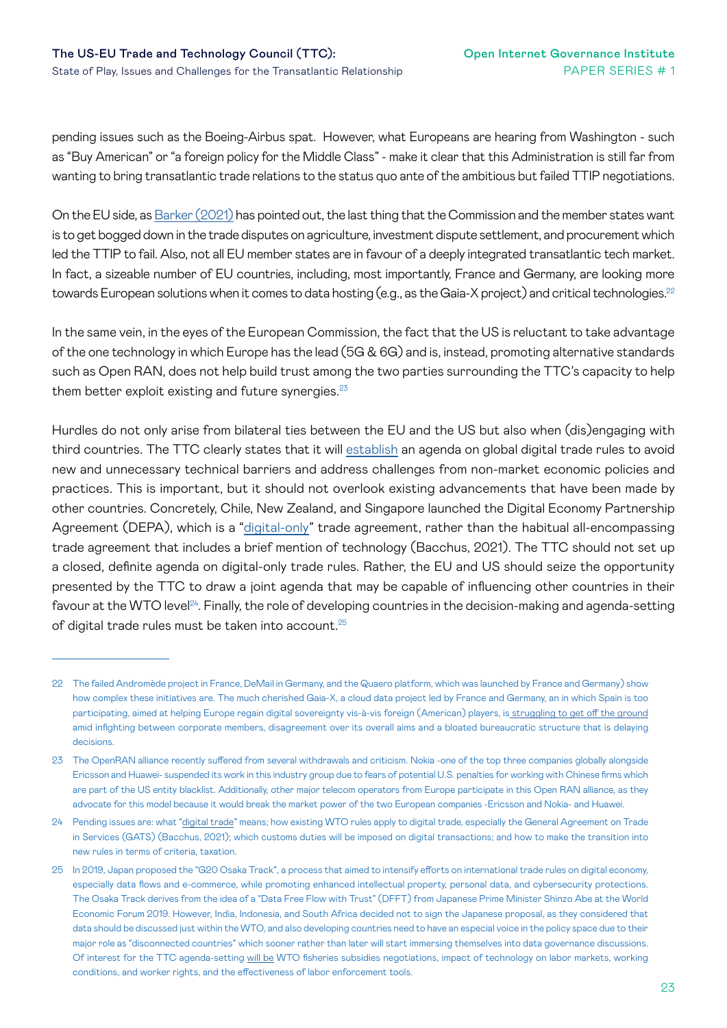pending issues such as the Boeing-Airbus spat. However, what Europeans are hearing from Washington - such as "Buy American" or "a foreign policy for the Middle Class" - make it clear that this Administration is still far from wanting to bring transatlantic trade relations to the status quo ante of the ambitious but failed TTIP negotiations.

On the EU side, as Barker (2021) has pointed out, the last thing that the Commission and the member states want is to get bogged down in the trade disputes on agriculture, investment dispute settlement, and procurement which led the TTIP to fail. Also, not all EU member states are in favour of a deeply integrated transatlantic tech market. In fact, a sizeable number of EU countries, including, most importantly, France and Germany, are looking more towards European solutions when it comes to data hosting (e.g., as the Gaia-X project) and critical technologies.[22]

In the same vein, in the eyes of the European Commission, the fact that the US is reluctant to take advantage of the one technology in which Europe has the lead (5G & 6G) and is, instead, promoting alternative standards such as Open RAN, does not help build trust among the two parties surrounding the TTC's capacity to help them better exploit existing and future synergies.[23]

Hurdles do not only arise from bilateral ties between the EU and the US but also when (dis)engaging with third countries. The TTC clearly states that it will establish an agenda on global digital trade rules to avoid new and unnecessary technical barriers and address challenges from non-market economic policies and practices. This is important, but it should not overlook existing advancements that have been made by other countries. Concretely, Chile, New Zealand, and Singapore launched the Digital Economy Partnership Agreement (DEPA), which is a "digital-only" trade agreement, rather than the habitual all-encompassing trade agreement that includes a brief mention of technology (Bacchus, 2021). The TTC should not set up a closed, definite agenda on digital-only trade rules. Rather, the EU and US should seize the opportunity presented by the TTC to draw a joint agenda that may be capable of influencing other countries in their favour at the WTO level[24]. Finally, the role of developing countries in the decision-making and agenda-setting of digital trade rules must be taken into account.[25]

---

22 The failed Andromède project in France, DeMail in Germany, and the Quaero platform, which was launched by France and Germany) show how complex these initiatives are. The much cherished Gaia-X, a cloud data project led by France and Germany, an in which Spain is too participating, aimed at helping Europe regain digital sovereignty vis-à-vis foreign (American) players, is struggling to get off the ground amid infighting between corporate members, disagreement over its overall aims and a bloated bureaucratic structure that is delaying decisions.

23 The OpenRAN alliance recently suffered from several withdrawals and criticism. Nokia -one of the top three companies globally alongside Ericsson and Huawei- suspended its work in this industry group due to fears of potential U.S. penalties for working with Chinese firms which are part of the US entity blacklist. Additionally, other major telecom operators from Europe participate in this Open RAN alliance, as they advocate for this model because it would break the market power of the two European companies -Ericsson and Nokia- and Huawei.

24 Pending issues are: what "digital trade" means; how existing WTO rules apply to digital trade, especially the General Agreement on Trade in Services (GATS) (Bacchus, 2021); which customs duties will be imposed on digital transactions; and how to make the transition into new rules in terms of criteria, taxation.

25 In 2019, Japan proposed the "G20 Osaka Track", a process that aimed to intensify efforts on international trade rules on digital economy, especially data flows and e-commerce, while promoting enhanced intellectual property, personal data, and cybersecurity protections. The Osaka Track derives from the idea of a "Data Free Flow with Trust" (DFFT) from Japanese Prime Minister Shinzo Abe at the World Economic Forum 2019. However, India, Indonesia, and South Africa decided not to sign the Japanese proposal, as they considered that data should be discussed just within the WTO, and also developing countries need to have an especial voice in the policy space due to their major role as "disconnected countries" which sooner rather than later will start immersing themselves into data governance discussions. Of interest for the TTC agenda-setting will be WTO fisheries subsidies negotiations, impact of technology on labor markets, working conditions, and worker rights, and the effectiveness of labor enforcement tools.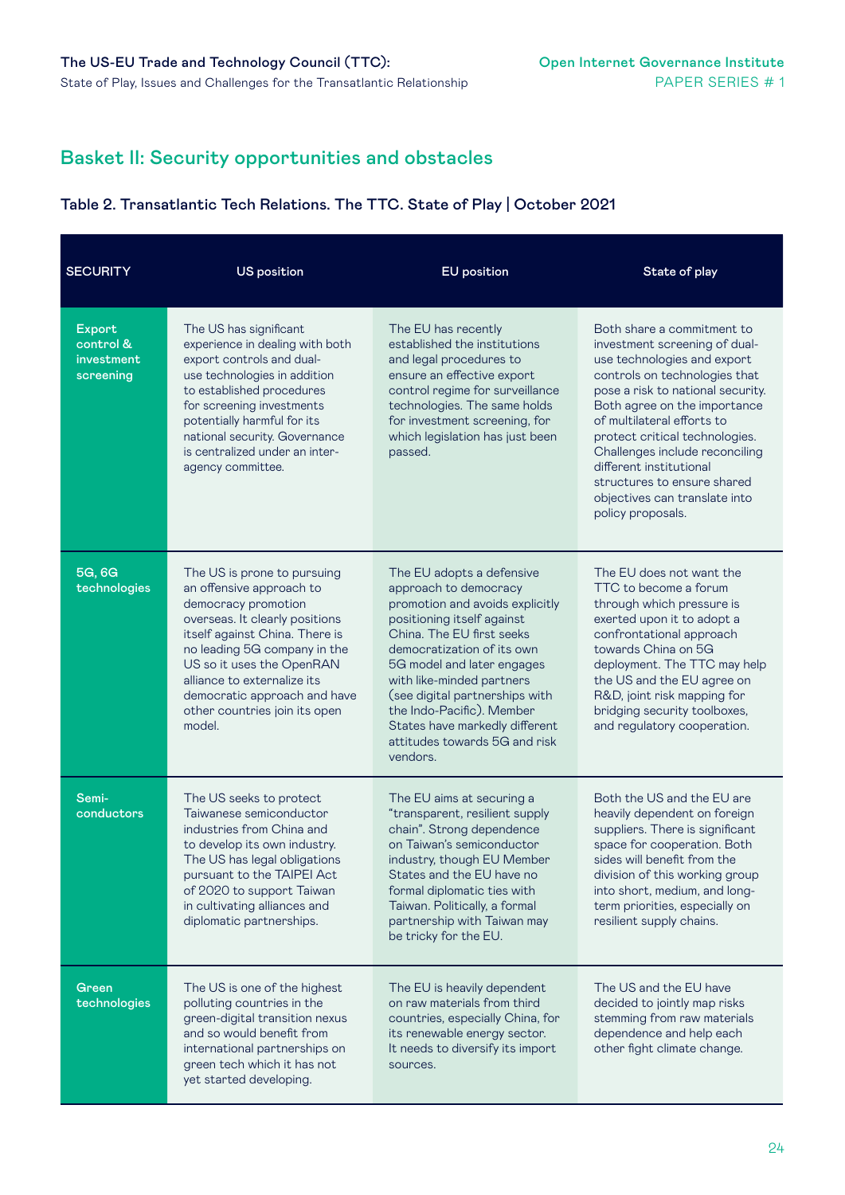## Basket II: Security opportunities and obstacles

### Table 2. Transatlantic Tech Relations. The TTC. State of Play | October 2021

| SECURITY | US position | EU position | State of play |
|---|---|---|---|
| **Export control & investment screening** | The US has significant experience in dealing with both export controls and dual-use technologies in addition to established procedures for screening investments potentially harmful for its national security. Governance is centralized under an inter-agency committee. | The EU has recently established the institutions and legal procedures to ensure an effective export control regime for surveillance technologies. The same holds for investment screening, for which legislation has just been passed. | Both share a commitment to investment screening of dual-use technologies and export controls on technologies that pose a risk to national security. Both agree on the importance of multilateral efforts to protect critical technologies. Challenges include reconciling different institutional structures to ensure shared objectives can translate into policy proposals. |
| **5G, 6G technologies** | The US is prone to pursuing an offensive approach to democracy promotion overseas. It clearly positions itself against China. There is no leading 5G company in the US so it uses the OpenRAN alliance to externalize its democratic approach and have other countries join its open model. | The EU adopts a defensive approach to democracy promotion and avoids explicitly positioning itself against China. The EU first seeks democratization of its own 5G model and later engages with like-minded partners (see digital partnerships with the Indo-Pacific). Member States have markedly different attitudes towards 5G and risk vendors. | The EU does not want the TTC to become a forum through which pressure is exerted upon it to adopt a confrontational approach towards China on 5G deployment. The TTC may help the US and the EU agree on R&D, joint risk mapping for bridging security toolboxes, and regulatory cooperation. |
| **Semi-conductors** | The US seeks to protect Taiwanese semiconductor industries from China and to develop its own industry. The US has legal obligations pursuant to the TAIPEI Act of 2020 to support Taiwan in cultivating alliances and diplomatic partnerships. | The EU aims at securing a "transparent, resilient supply chain". Strong dependence on Taiwan's semiconductor industry, though EU Member States and the EU have no formal diplomatic ties with Taiwan. Politically, a formal partnership with Taiwan may be tricky for the EU. | Both the US and the EU are heavily dependent on foreign suppliers. There is significant space for cooperation. Both sides will benefit from the division of this working group into short, medium, and long-term priorities, especially on resilient supply chains. |
| **Green technologies** | The US is one of the highest polluting countries in the green-digital transition nexus and so would benefit from international partnerships on green tech which it has not yet started developing. | The EU is heavily dependent on raw materials from third countries, especially China, for its renewable energy sector. It needs to diversify its import sources. | The US and the EU have decided to jointly map risks stemming from raw materials dependence and help each other fight climate change. |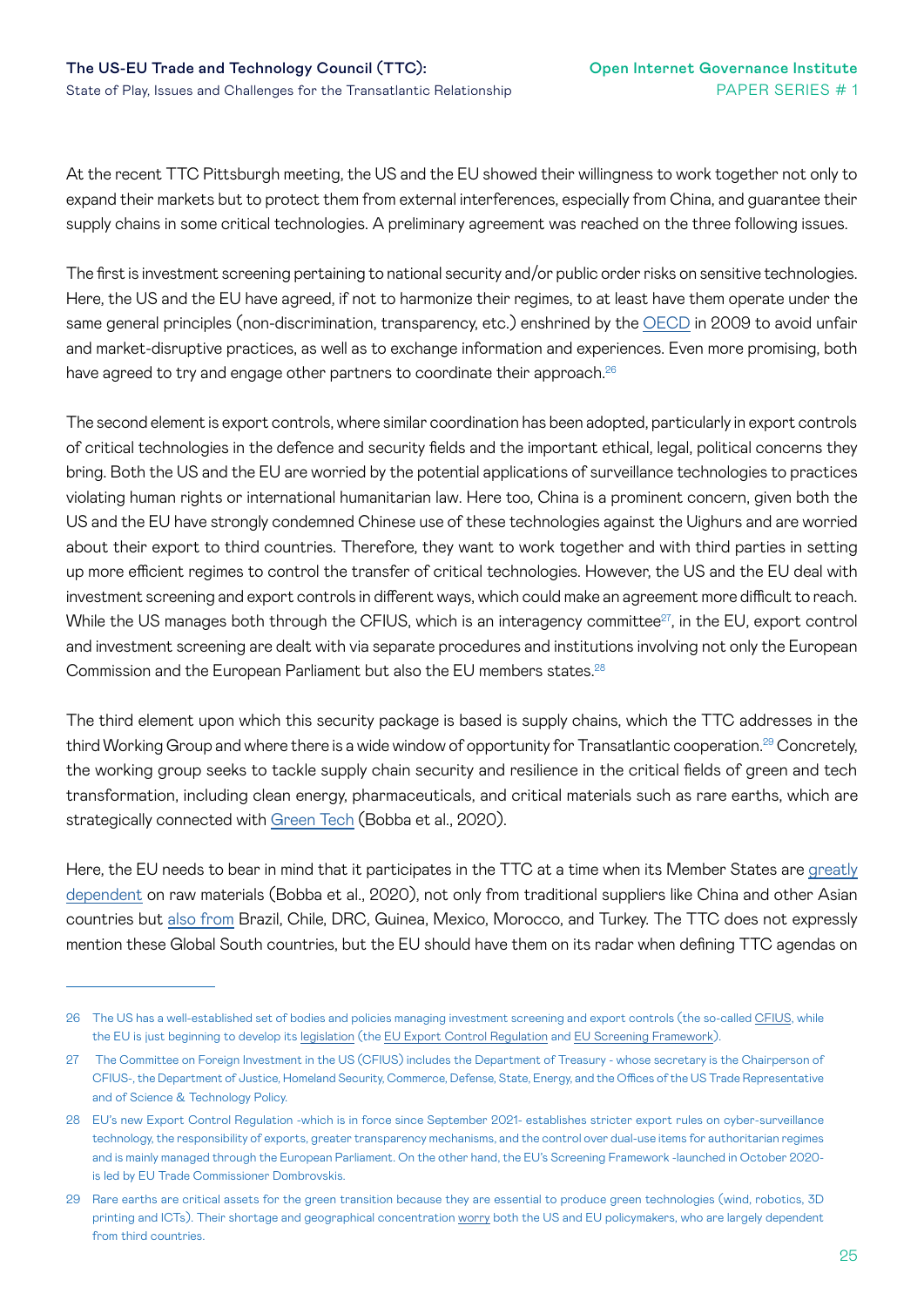At the recent TTC Pittsburgh meeting, the US and the EU showed their willingness to work together not only to expand their markets but to protect them from external interferences, especially from China, and guarantee their supply chains in some critical technologies. A preliminary agreement was reached on the three following issues.

The first is investment screening pertaining to national security and/or public order risks on sensitive technologies. Here, the US and the EU have agreed, if not to harmonize their regimes, to at least have them operate under the same general principles (non-discrimination, transparency, etc.) enshrined by the OECD in 2009 to avoid unfair and market-disruptive practices, as well as to exchange information and experiences. Even more promising, both have agreed to try and engage other partners to coordinate their approach.[26]

The second element is export controls, where similar coordination has been adopted, particularly in export controls of critical technologies in the defence and security fields and the important ethical, legal, political concerns they bring. Both the US and the EU are worried by the potential applications of surveillance technologies to practices violating human rights or international humanitarian law. Here too, China is a prominent concern, given both the US and the EU have strongly condemned Chinese use of these technologies against the Uighurs and are worried about their export to third countries. Therefore, they want to work together and with third parties in setting up more efficient regimes to control the transfer of critical technologies. However, the US and the EU deal with investment screening and export controls in different ways, which could make an agreement more difficult to reach. While the US manages both through the CFIUS, which is an interagency committee[27], in the EU, export control and investment screening are dealt with via separate procedures and institutions involving not only the European Commission and the European Parliament but also the EU members states.[28]

The third element upon which this security package is based is supply chains, which the TTC addresses in the third Working Group and where there is a wide window of opportunity for Transatlantic cooperation.[29] Concretely, the working group seeks to tackle supply chain security and resilience in the critical fields of green and tech transformation, including clean energy, pharmaceuticals, and critical materials such as rare earths, which are strategically connected with Green Tech (Bobba et al., 2020).

Here, the EU needs to bear in mind that it participates in the TTC at a time when its Member States are greatly dependent on raw materials (Bobba et al., 2020), not only from traditional suppliers like China and other Asian countries but also from Brazil, Chile, DRC, Guinea, Mexico, Morocco, and Turkey. The TTC does not expressly mention these Global South countries, but the EU should have them on its radar when defining TTC agendas on

---

26 The US has a well-established set of bodies and policies managing investment screening and export controls (the so-called CFIUS, while the EU is just beginning to develop its legislation (the EU Export Control Regulation and EU Screening Framework).

27 The Committee on Foreign Investment in the US (CFIUS) includes the Department of Treasury - whose secretary is the Chairperson of CFIUS-, the Department of Justice, Homeland Security, Commerce, Defense, State, Energy, and the Offices of the US Trade Representative and of Science & Technology Policy.

28 EU's new Export Control Regulation -which is in force since September 2021- establishes stricter export rules on cyber-surveillance technology, the responsibility of exports, greater transparency mechanisms, and the control over dual-use items for authoritarian regimes and is mainly managed through the European Parliament. On the other hand, the EU's Screening Framework -launched in October 2020- is led by EU Trade Commissioner Dombrovskis.

29 Rare earths are critical assets for the green transition because they are essential to produce green technologies (wind, robotics, 3D printing and ICTs). Their shortage and geographical concentration worry both the US and EU policymakers, who are largely dependent from third countries.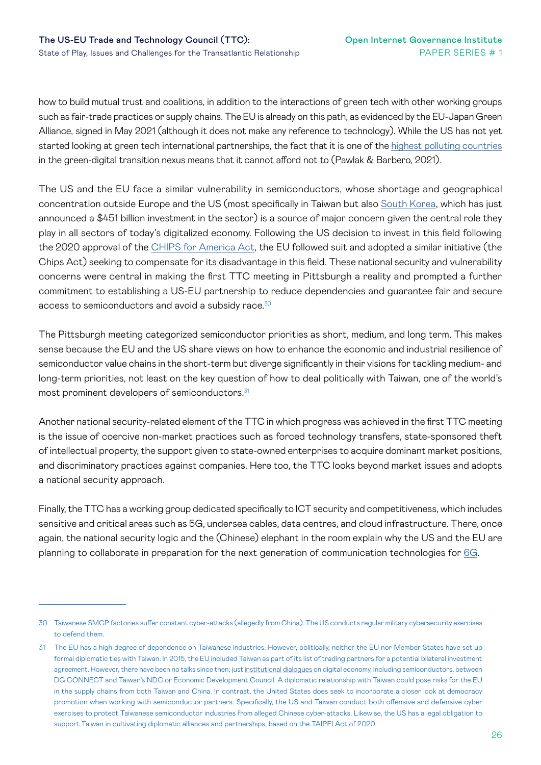how to build mutual trust and coalitions, in addition to the interactions of green tech with other working groups such as fair-trade practices or supply chains. The EU is already on this path, as evidenced by the EU-Japan Green Alliance, signed in May 2021 (although it does not make any reference to technology). While the US has not yet started looking at green tech international partnerships, the fact that it is one of the highest polluting countries in the green-digital transition nexus means that it cannot afford not to (Pawlak & Barbero, 2021).

The US and the EU face a similar vulnerability in semiconductors, whose shortage and geographical concentration outside Europe and the US (most specifically in Taiwan but also South Korea, which has just announced a $451 billion investment in the sector) is a source of major concern given the central role they play in all sectors of today's digitalized economy. Following the US decision to invest in this field following the 2020 approval of the CHIPS for America Act, the EU followed suit and adopted a similar initiative (the Chips Act) seeking to compensate for its disadvantage in this field. These national security and vulnerability concerns were central in making the first TTC meeting in Pittsburgh a reality and prompted a further commitment to establishing a US-EU partnership to reduce dependencies and guarantee fair and secure access to semiconductors and avoid a subsidy race.[30]

The Pittsburgh meeting categorized semiconductor priorities as short, medium, and long term. This makes sense because the EU and the US share views on how to enhance the economic and industrial resilience of semiconductor value chains in the short-term but diverge significantly in their visions for tackling medium- and long-term priorities, not least on the key question of how to deal politically with Taiwan, one of the world's most prominent developers of semiconductors.[31]

Another national security-related element of the TTC in which progress was achieved in the first TTC meeting is the issue of coercive non-market practices such as forced technology transfers, state-sponsored theft of intellectual property, the support given to state-owned enterprises to acquire dominant market positions, and discriminatory practices against companies. Here too, the TTC looks beyond market issues and adopts a national security approach.

Finally, the TTC has a working group dedicated specifically to ICT security and competitiveness, which includes sensitive and critical areas such as 5G, undersea cables, data centres, and cloud infrastructure. There, once again, the national security logic and the (Chinese) elephant in the room explain why the US and the EU are planning to collaborate in preparation for the next generation of communication technologies for 6G.

---

30 Taiwanese SMCP factories suffer constant cyber-attacks (allegedly from China). The US conducts regular military cybersecurity exercises to defend them.

31 The EU has a high degree of dependence on Taiwanese industries. However, politically, neither the EU nor Member States have set up formal diplomatic ties with Taiwan. In 2015, the EU included Taiwan as part of its list of trading partners for a potential bilateral investment agreement. However, there have been no talks since then; just institutional dialogues on digital economy, including semiconductors, between DG CONNECT and Taiwan's NDC or Economic Development Council. A diplomatic relationship with Taiwan could pose risks for the EU in the supply chains from both Taiwan and China. In contrast, the United States does seek to incorporate a closer look at democracy promotion when working with semiconductor partners. Specifically, the US and Taiwan conduct both offensive and defensive cyber exercises to protect Taiwanese semiconductor industries from alleged Chinese cyber-attacks. Likewise, the US has a legal obligation to support Taiwan in cultivating diplomatic alliances and partnerships, based on the TAIPEI Act of 2020.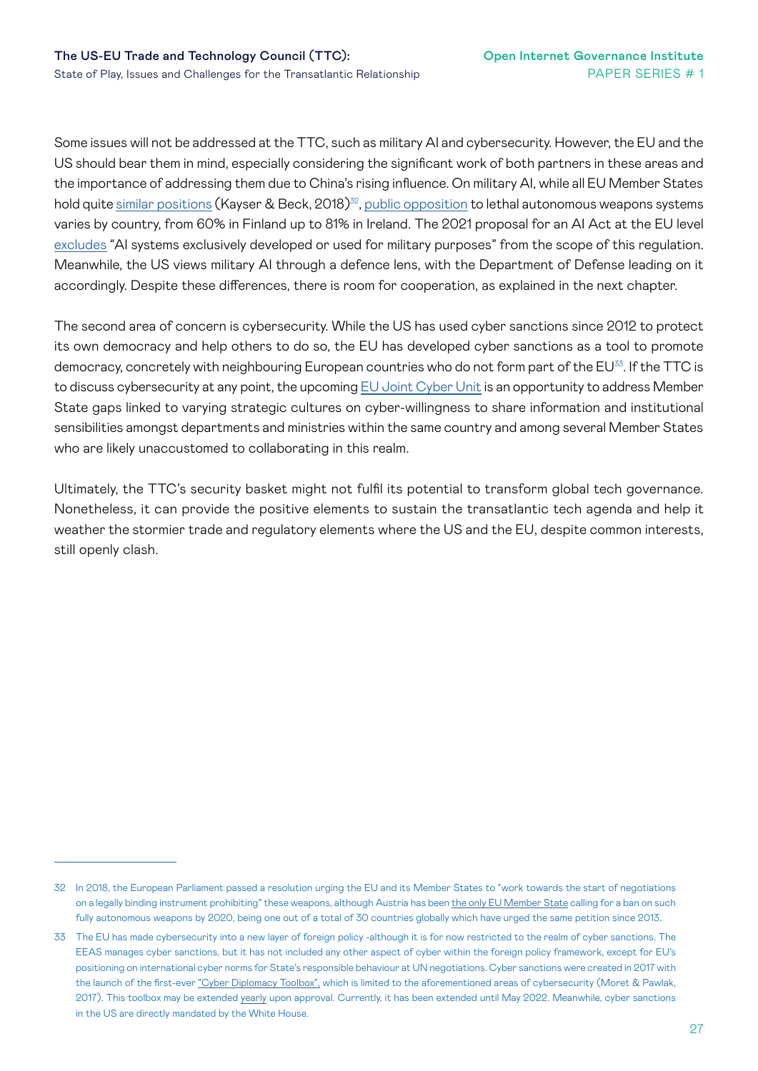Some issues will not be addressed at the TTC, such as military AI and cybersecurity. However, the EU and the US should bear them in mind, especially considering the significant work of both partners in these areas and the importance of addressing them due to China's rising influence. On military AI, while all EU Member States hold quite similar positions (Kayser & Beck, 2018)[32], public opposition to lethal autonomous weapons systems varies by country, from 60% in Finland up to 81% in Ireland. The 2021 proposal for an AI Act at the EU level excludes "AI systems exclusively developed or used for military purposes" from the scope of this regulation. Meanwhile, the US views military AI through a defence lens, with the Department of Defense leading on it accordingly. Despite these differences, there is room for cooperation, as explained in the next chapter.

The second area of concern is cybersecurity. While the US has used cyber sanctions since 2012 to protect its own democracy and help others to do so, the EU has developed cyber sanctions as a tool to promote democracy, concretely with neighbouring European countries who do not form part of the EU[33]. If the TTC is to discuss cybersecurity at any point, the upcoming EU Joint Cyber Unit is an opportunity to address Member State gaps linked to varying strategic cultures on cyber-willingness to share information and institutional sensibilities amongst departments and ministries within the same country and among several Member States who are likely unaccustomed to collaborating in this realm.

Ultimately, the TTC's security basket might not fulfil its potential to transform global tech governance. Nonetheless, it can provide the positive elements to sustain the transatlantic tech agenda and help it weather the stormier trade and regulatory elements where the US and the EU, despite common interests, still openly clash.

---

32 In 2018, the European Parliament passed a resolution urging the EU and its Member States to "work towards the start of negotiations on a legally binding instrument prohibiting" these weapons, although Austria has been the only EU Member State calling for a ban on such fully autonomous weapons by 2020, being one out of a total of 30 countries globally which have urged the same petition since 2013.

33 The EU has made cybersecurity into a new layer of foreign policy -although it is for now restricted to the realm of cyber sanctions. The EEAS manages cyber sanctions, but it has not included any other aspect of cyber within the foreign policy framework, except for EU's positioning on international cyber norms for State's responsible behaviour at UN negotiations. Cyber sanctions were created in 2017 with the launch of the first-ever "Cyber Diplomacy Toolbox", which is limited to the aforementioned areas of cybersecurity (Moret & Pawlak, 2017). This toolbox may be extended yearly upon approval. Currently, it has been extended until May 2022. Meanwhile, cyber sanctions in the US are directly mandated by the White House.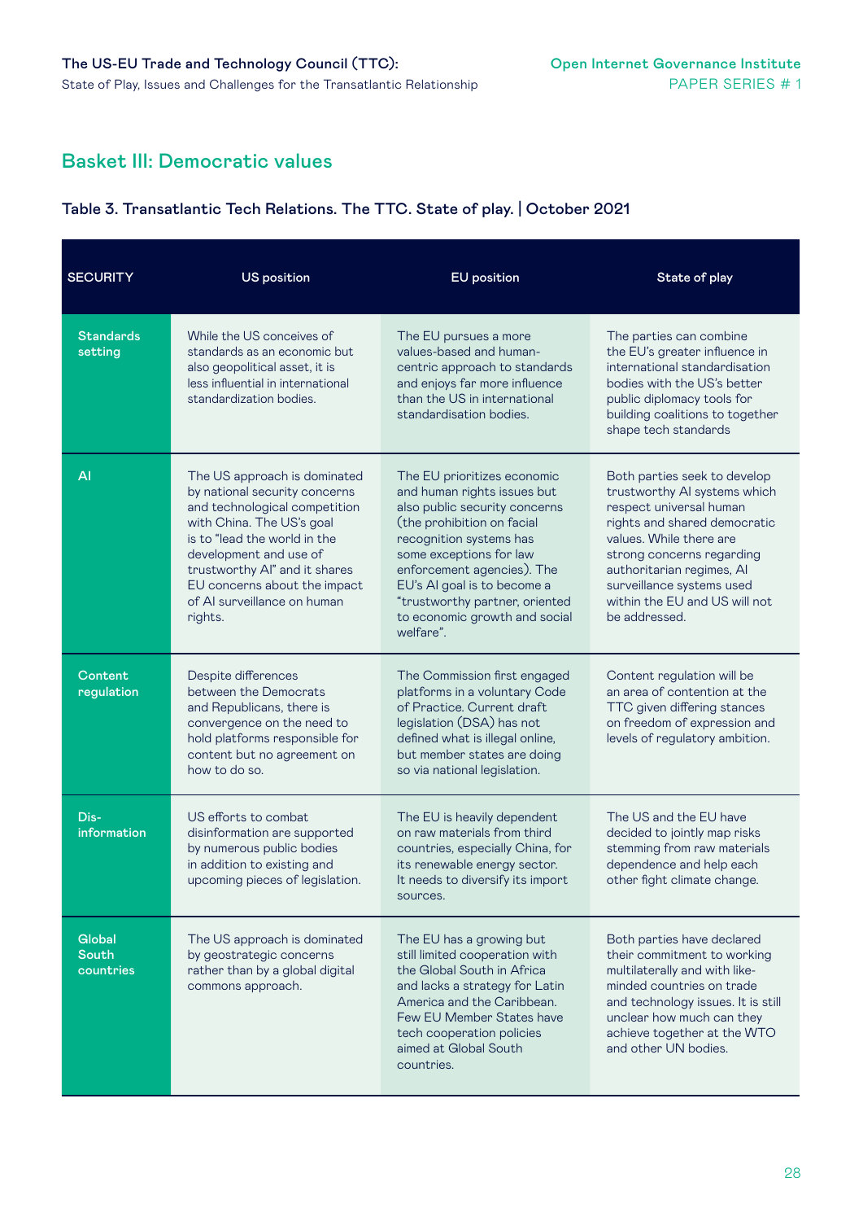## Basket III: Democratic values

### Table 3. Transatlantic Tech Relations. The TTC. State of play. | October 2021

| SECURITY | US position | EU position | State of play |
|---|---|---|---|
| Standards setting | While the US conceives of standards as an economic but also geopolitical asset, it is less influential in international standardization bodies. | The EU pursues a more values-based and human-centric approach to standards and enjoys far more influence than the US in international standardisation bodies. | The parties can combine the EU's greater influence in international standardisation bodies with the US's better public diplomacy tools for building coalitions to together shape tech standards |
| AI | The US approach is dominated by national security concerns and technological competition with China. The US's goal is to "lead the world in the development and use of trustworthy AI" and it shares EU concerns about the impact of AI surveillance on human rights. | The EU prioritizes economic and human rights issues but also public security concerns (the prohibition on facial recognition systems has some exceptions for law enforcement agencies). The EU's AI goal is to become a "trustworthy partner, oriented to economic growth and social welfare". | Both parties seek to develop trustworthy AI systems which respect universal human rights and shared democratic values. While there are strong concerns regarding authoritarian regimes, AI surveillance systems used within the EU and US will not be addressed. |
| Content regulation | Despite differences between the Democrats and Republicans, there is convergence on the need to hold platforms responsible for content but no agreement on how to do so. | The Commission first engaged platforms in a voluntary Code of Practice. Current draft legislation (DSA) has not defined what is illegal online, but member states are doing so via national legislation. | Content regulation will be an area of contention at the TTC given differing stances on freedom of expression and levels of regulatory ambition. |
| Dis-information | US efforts to combat disinformation are supported by numerous public bodies in addition to existing and upcoming pieces of legislation. | The EU is heavily dependent on raw materials from third countries, especially China, for its renewable energy sector. It needs to diversify its import sources. | The US and the EU have decided to jointly map risks stemming from raw materials dependence and help each other fight climate change. |
| Global South countries | The US approach is dominated by geostrategic concerns rather than by a global digital commons approach. | The EU has a growing but still limited cooperation with the Global South in Africa and lacks a strategy for Latin America and the Caribbean. Few EU Member States have tech cooperation policies aimed at Global South countries. | Both parties have declared their commitment to working multilaterally and with like-minded countries on trade and technology issues. It is still unclear how much can they achieve together at the WTO and other UN bodies. |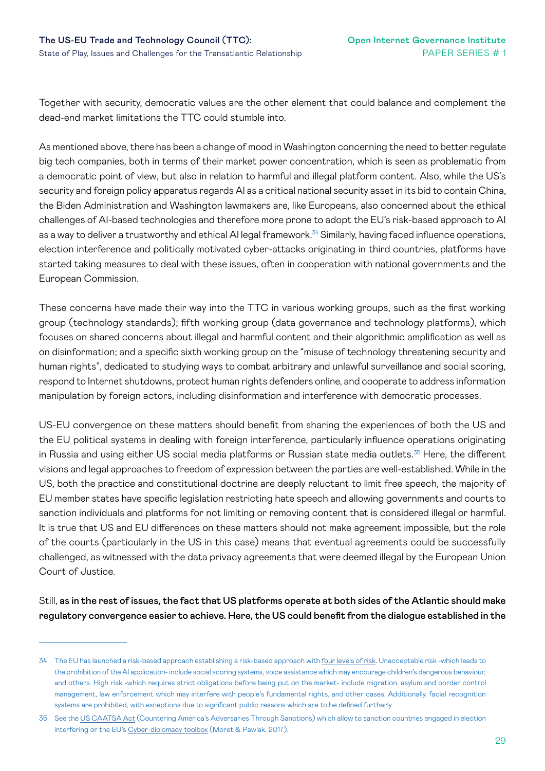Together with security, democratic values are the other element that could balance and complement the dead-end market limitations the TTC could stumble into.

As mentioned above, there has been a change of mood in Washington concerning the need to better regulate big tech companies, both in terms of their market power concentration, which is seen as problematic from a democratic point of view, but also in relation to harmful and illegal platform content. Also, while the US's security and foreign policy apparatus regards AI as a critical national security asset in its bid to contain China, the Biden Administration and Washington lawmakers are, like Europeans, also concerned about the ethical challenges of AI-based technologies and therefore more prone to adopt the EU's risk-based approach to AI as a way to deliver a trustworthy and ethical AI legal framework.[34] Similarly, having faced influence operations, election interference and politically motivated cyber-attacks originating in third countries, platforms have started taking measures to deal with these issues, often in cooperation with national governments and the European Commission.

These concerns have made their way into the TTC in various working groups, such as the first working group (technology standards); fifth working group (data governance and technology platforms), which focuses on shared concerns about illegal and harmful content and their algorithmic amplification as well as on disinformation; and a specific sixth working group on the "misuse of technology threatening security and human rights", dedicated to studying ways to combat arbitrary and unlawful surveillance and social scoring, respond to Internet shutdowns, protect human rights defenders online, and cooperate to address information manipulation by foreign actors, including disinformation and interference with democratic processes.

US-EU convergence on these matters should benefit from sharing the experiences of both the US and the EU political systems in dealing with foreign interference, particularly influence operations originating in Russia and using either US social media platforms or Russian state media outlets.[35] Here, the different visions and legal approaches to freedom of expression between the parties are well-established. While in the US, both the practice and constitutional doctrine are deeply reluctant to limit free speech, the majority of EU member states have specific legislation restricting hate speech and allowing governments and courts to sanction individuals and platforms for not limiting or removing content that is considered illegal or harmful. It is true that US and EU differences on these matters should not make agreement impossible, but the role of the courts (particularly in the US in this case) means that eventual agreements could be successfully challenged, as witnessed with the data privacy agreements that were deemed illegal by the European Union Court of Justice.

Still, **as in the rest of issues, the fact that US platforms operate at both sides of the Atlantic should make regulatory convergence easier to achieve. Here, the US could benefit from the dialogue established in the**

---

34 The EU has launched a risk-based approach establishing a risk-based approach with four levels of risk. Unacceptable risk -which leads to the prohibition of the AI application- include social scoring systems, voice assistance which may encourage children's dangerous behaviour, and others. High risk -which requires strict obligations before being put on the market- include migration, asylum and border control management, law enforcement which may interfere with people's fundamental rights, and other cases. Additionally, facial recognition systems are prohibited, with exceptions due to significant public reasons which are to be defined furtherly.

35 See the US CAATSA Act (Countering America's Adversaries Through Sanctions) which allow to sanction countries engaged in election interfering or the EU's Cyber-diplomacy toolbox (Moret & Pawlak, 2017).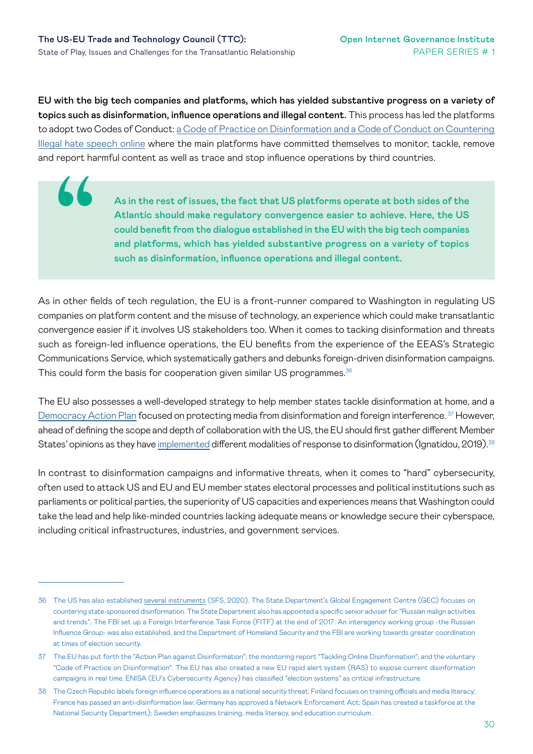**EU with the big tech companies and platforms, which has yielded substantive progress on a variety of topics such as disinformation, influence operations and illegal content.** This process has led the platforms to adopt two Codes of Conduct: a Code of Practice on Disinformation and a Code of Conduct on Countering Illegal hate speech online where the main platforms have committed themselves to monitor, tackle, remove and report harmful content as well as trace and stop influence operations by third countries.

> **As in the rest of issues, the fact that US platforms operate at both sides of the Atlantic should make regulatory convergence easier to achieve. Here, the US could benefit from the dialogue established in the EU with the big tech companies and platforms, which has yielded substantive progress on a variety of topics such as disinformation, influence operations and illegal content.**

As in other fields of tech regulation, the EU is a front-runner compared to Washington in regulating US companies on platform content and the misuse of technology, an experience which could make transatlantic convergence easier if it involves US stakeholders too. When it comes to tacking disinformation and threats such as foreign-led influence operations, the EU benefits from the experience of the EEAS's Strategic Communications Service, which systematically gathers and debunks foreign-driven disinformation campaigns. This could form the basis for cooperation given similar US programmes.[36]

The EU also possesses a well-developed strategy to help member states tackle disinformation at home, and a Democracy Action Plan focused on protecting media from disinformation and foreign interference.[37] However, ahead of defining the scope and depth of collaboration with the US, the EU should first gather different Member States' opinions as they have implemented different modalities of response to disinformation (Ignatidou, 2019).[38]

In contrast to disinformation campaigns and informative threats, when it comes to "hard" cybersecurity, often used to attack US and EU and EU member states electoral processes and political institutions such as parliaments or political parties, the superiority of US capacities and experiences means that Washington could take the lead and help like-minded countries lacking adequate means or knowledge secure their cyberspace, including critical infrastructures, industries, and government services.

---

36 The US has also established several instruments (SFS, 2020). The State Department's Global Engagement Centre (GEC) focuses on countering state-sponsored disinformation. The State Department also has appointed a specific senior adviser for "Russian malign activities and trends". The FBI set up a Foreign Interference Task Force (FITF) at the end of 2017. An interagency working group -the Russian Influence Group- was also established, and the Department of Homeland Security and the FBI are working towards greater coordination at times of election security.

37 The EU has put forth the "Action Plan against Disinformation"; the monitoring report "Tackling Online Disinformation"; and the voluntary "Code of Practice on Disinformation". The EU has also created a new EU rapid alert system (RAS) to expose current disinformation campaigns in real time. ENISA (EU's Cybersecurity Agency) has classified "election systems" as critical infrastructure.

38 The Czech Republic labels foreign influence operations as a national security threat; Finland focuses on training officials and media literacy; France has passed an anti-disinformation law; Germany has approved a Network Enforcement Act; Spain has created a taskforce at the National Security Department); Sweden emphasizes training, media literacy, and education curriculum.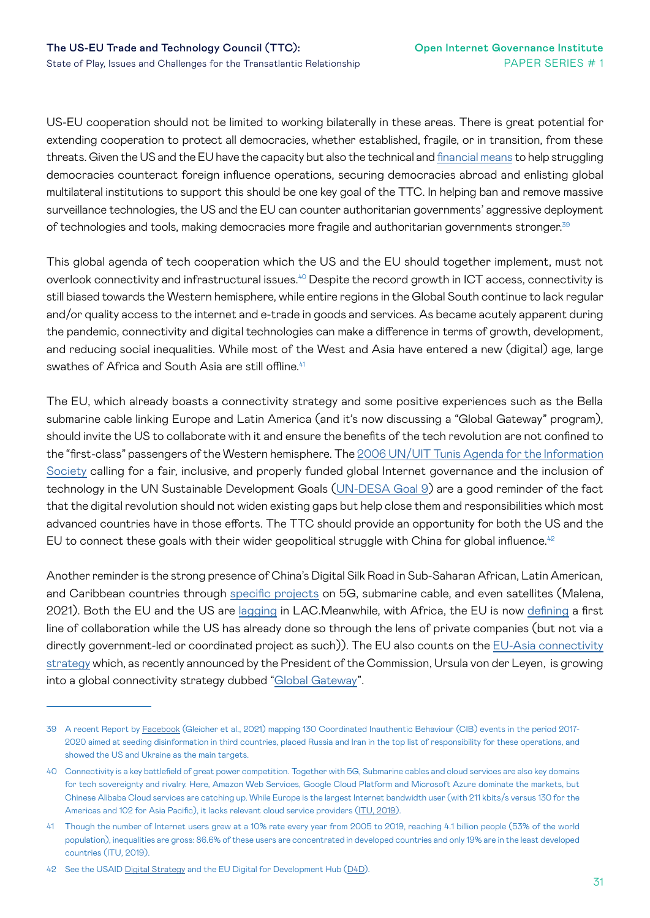US-EU cooperation should not be limited to working bilaterally in these areas. There is great potential for extending cooperation to protect all democracies, whether established, fragile, or in transition, from these threats. Given the US and the EU have the capacity but also the technical and financial means to help struggling democracies counteract foreign influence operations, securing democracies abroad and enlisting global multilateral institutions to support this should be one key goal of the TTC. In helping ban and remove massive surveillance technologies, the US and the EU can counter authoritarian governments' aggressive deployment of technologies and tools, making democracies more fragile and authoritarian governments stronger.[39]

This global agenda of tech cooperation which the US and the EU should together implement, must not overlook connectivity and infrastructural issues.[40] Despite the record growth in ICT access, connectivity is still biased towards the Western hemisphere, while entire regions in the Global South continue to lack regular and/or quality access to the internet and e-trade in goods and services. As became acutely apparent during the pandemic, connectivity and digital technologies can make a difference in terms of growth, development, and reducing social inequalities. While most of the West and Asia have entered a new (digital) age, large swathes of Africa and South Asia are still offline.[41]

The EU, which already boasts a connectivity strategy and some positive experiences such as the Bella submarine cable linking Europe and Latin America (and it's now discussing a "Global Gateway" program), should invite the US to collaborate with it and ensure the benefits of the tech revolution are not confined to the "first-class" passengers of the Western hemisphere. The 2006 UN/UIT Tunis Agenda for the Information Society calling for a fair, inclusive, and properly funded global Internet governance and the inclusion of technology in the UN Sustainable Development Goals (UN-DESA Goal 9) are a good reminder of the fact that the digital revolution should not widen existing gaps but help close them and responsibilities which most advanced countries have in those efforts. The TTC should provide an opportunity for both the US and the EU to connect these goals with their wider geopolitical struggle with China for global influence.[42]

Another reminder is the strong presence of China's Digital Silk Road in Sub-Saharan African, Latin American, and Caribbean countries through specific projects on 5G, submarine cable, and even satellites (Malena, 2021). Both the EU and the US are lagging in LAC.Meanwhile, with Africa, the EU is now defining a first line of collaboration while the US has already done so through the lens of private companies (but not via a directly government-led or coordinated project as such)). The EU also counts on the EU-Asia connectivity strategy which, as recently announced by the President of the Commission, Ursula von der Leyen, is growing into a global connectivity strategy dubbed "Global Gateway".

---

39 A recent Report by Facebook (Gleicher et al., 2021) mapping 130 Coordinated Inauthentic Behaviour (CIB) events in the period 2017-2020 aimed at seeding disinformation in third countries, placed Russia and Iran in the top list of responsibility for these operations, and showed the US and Ukraine as the main targets.

40 Connectivity is a key battlefield of great power competition. Together with 5G, Submarine cables and cloud services are also key domains for tech sovereignty and rivalry. Here, Amazon Web Services, Google Cloud Platform and Microsoft Azure dominate the markets, but Chinese Alibaba Cloud services are catching up. While Europe is the largest Internet bandwidth user (with 211 kbits/s versus 130 for the Americas and 102 for Asia Pacific), it lacks relevant cloud service providers (ITU, 2019).

41 Though the number of Internet users grew at a 10% rate every year from 2005 to 2019, reaching 4.1 billion people (53% of the world population), inequalities are gross: 86.6% of these users are concentrated in developed countries and only 19% are in the least developed countries (ITU, 2019).

42 See the USAID Digital Strategy and the EU Digital for Development Hub (D4D).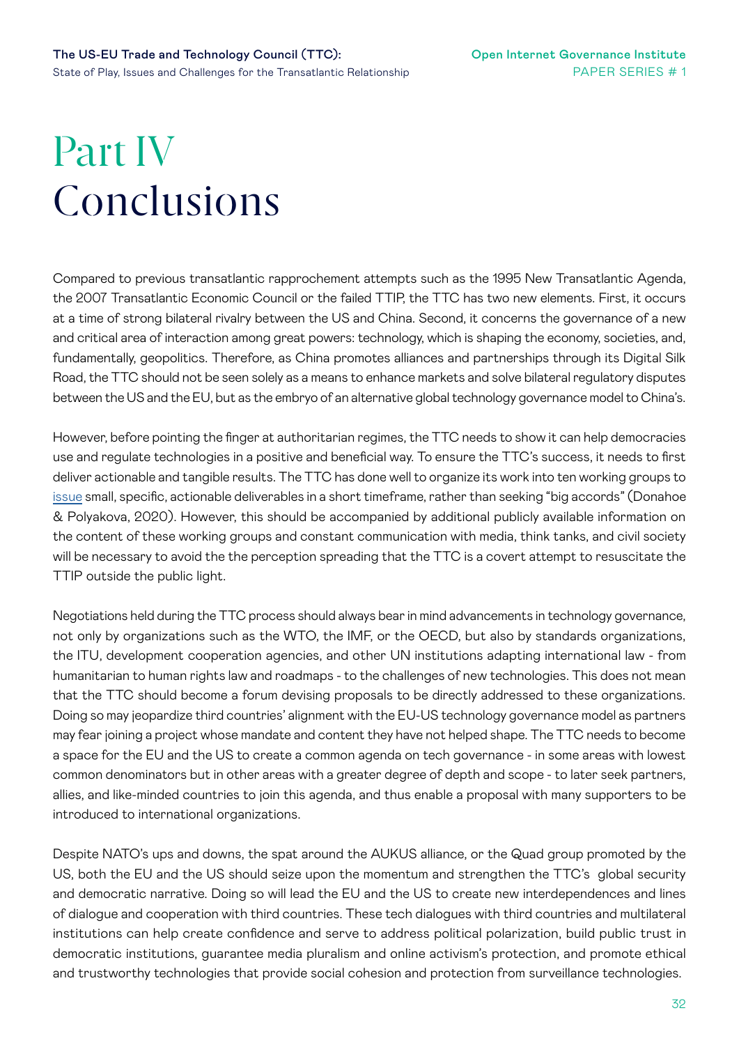# Part IV Conclusions

Compared to previous transatlantic rapprochement attempts such as the 1995 New Transatlantic Agenda, the 2007 Transatlantic Economic Council or the failed TTIP, the TTC has two new elements. First, it occurs at a time of strong bilateral rivalry between the US and China. Second, it concerns the governance of a new and critical area of interaction among great powers: technology, which is shaping the economy, societies, and, fundamentally, geopolitics. Therefore, as China promotes alliances and partnerships through its Digital Silk Road, the TTC should not be seen solely as a means to enhance markets and solve bilateral regulatory disputes between the US and the EU, but as the embryo of an alternative global technology governance model to China's.

However, before pointing the finger at authoritarian regimes, the TTC needs to show it can help democracies use and regulate technologies in a positive and beneficial way. To ensure the TTC's success, it needs to first deliver actionable and tangible results. The TTC has done well to organize its work into ten working groups to issue small, specific, actionable deliverables in a short timeframe, rather than seeking "big accords" (Donahoe & Polyakova, 2020). However, this should be accompanied by additional publicly available information on the content of these working groups and constant communication with media, think tanks, and civil society will be necessary to avoid the the perception spreading that the TTC is a covert attempt to resuscitate the TTIP outside the public light.

Negotiations held during the TTC process should always bear in mind advancements in technology governance, not only by organizations such as the WTO, the IMF, or the OECD, but also by standards organizations, the ITU, development cooperation agencies, and other UN institutions adapting international law - from humanitarian to human rights law and roadmaps - to the challenges of new technologies. This does not mean that the TTC should become a forum devising proposals to be directly addressed to these organizations. Doing so may jeopardize third countries' alignment with the EU-US technology governance model as partners may fear joining a project whose mandate and content they have not helped shape. The TTC needs to become a space for the EU and the US to create a common agenda on tech governance - in some areas with lowest common denominators but in other areas with a greater degree of depth and scope - to later seek partners, allies, and like-minded countries to join this agenda, and thus enable a proposal with many supporters to be introduced to international organizations.

Despite NATO's ups and downs, the spat around the AUKUS alliance, or the Quad group promoted by the US, both the EU and the US should seize upon the momentum and strengthen the TTC's global security and democratic narrative. Doing so will lead the EU and the US to create new interdependences and lines of dialogue and cooperation with third countries. These tech dialogues with third countries and multilateral institutions can help create confidence and serve to address political polarization, build public trust in democratic institutions, guarantee media pluralism and online activism's protection, and promote ethical and trustworthy technologies that provide social cohesion and protection from surveillance technologies.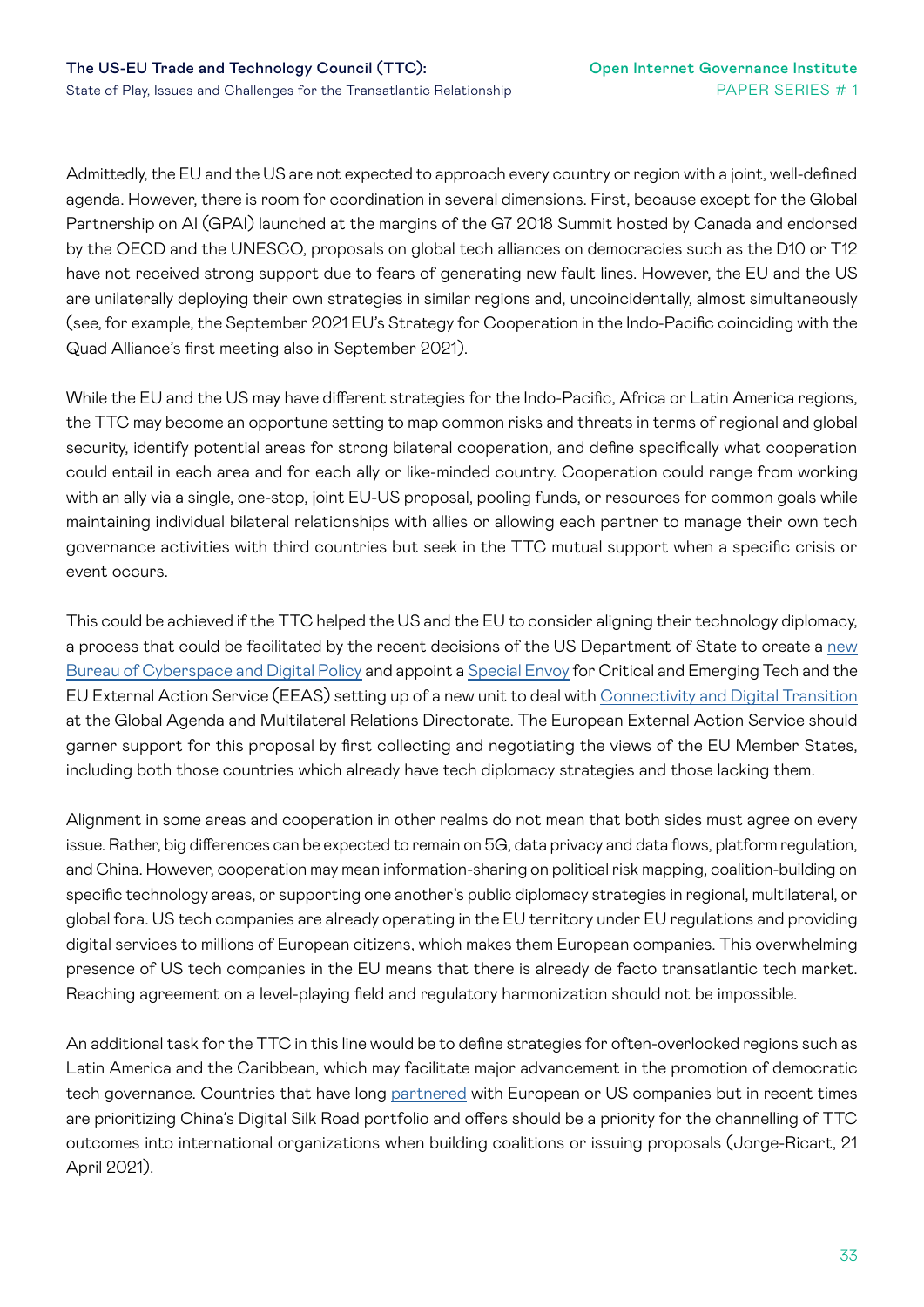Admittedly, the EU and the US are not expected to approach every country or region with a joint, well-defined agenda. However, there is room for coordination in several dimensions. First, because except for the Global Partnership on AI (GPAI) launched at the margins of the G7 2018 Summit hosted by Canada and endorsed by the OECD and the UNESCO, proposals on global tech alliances on democracies such as the D10 or T12 have not received strong support due to fears of generating new fault lines. However, the EU and the US are unilaterally deploying their own strategies in similar regions and, uncoincidentally, almost simultaneously (see, for example, the September 2021 EU's Strategy for Cooperation in the Indo-Pacific coinciding with the Quad Alliance's first meeting also in September 2021).

While the EU and the US may have different strategies for the Indo-Pacific, Africa or Latin America regions, the TTC may become an opportune setting to map common risks and threats in terms of regional and global security, identify potential areas for strong bilateral cooperation, and define specifically what cooperation could entail in each area and for each ally or like-minded country. Cooperation could range from working with an ally via a single, one-stop, joint EU-US proposal, pooling funds, or resources for common goals while maintaining individual bilateral relationships with allies or allowing each partner to manage their own tech governance activities with third countries but seek in the TTC mutual support when a specific crisis or event occurs.

This could be achieved if the TTC helped the US and the EU to consider aligning their technology diplomacy, a process that could be facilitated by the recent decisions of the US Department of State to create a new Bureau of Cyberspace and Digital Policy and appoint a Special Envoy for Critical and Emerging Tech and the EU External Action Service (EEAS) setting up of a new unit to deal with Connectivity and Digital Transition at the Global Agenda and Multilateral Relations Directorate. The European External Action Service should garner support for this proposal by first collecting and negotiating the views of the EU Member States, including both those countries which already have tech diplomacy strategies and those lacking them.

Alignment in some areas and cooperation in other realms do not mean that both sides must agree on every issue. Rather, big differences can be expected to remain on 5G, data privacy and data flows, platform regulation, and China. However, cooperation may mean information-sharing on political risk mapping, coalition-building on specific technology areas, or supporting one another's public diplomacy strategies in regional, multilateral, or global fora. US tech companies are already operating in the EU territory under EU regulations and providing digital services to millions of European citizens, which makes them European companies. This overwhelming presence of US tech companies in the EU means that there is already de facto transatlantic tech market. Reaching agreement on a level-playing field and regulatory harmonization should not be impossible.

An additional task for the TTC in this line would be to define strategies for often-overlooked regions such as Latin America and the Caribbean, which may facilitate major advancement in the promotion of democratic tech governance. Countries that have long partnered with European or US companies but in recent times are prioritizing China's Digital Silk Road portfolio and offers should be a priority for the channelling of TTC outcomes into international organizations when building coalitions or issuing proposals (Jorge-Ricart, 21 April 2021).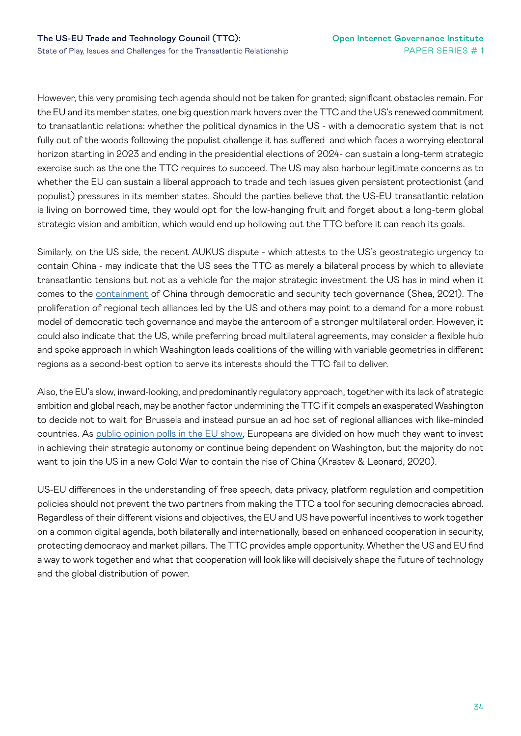However, this very promising tech agenda should not be taken for granted; significant obstacles remain. For the EU and its member states, one big question mark hovers over the TTC and the US's renewed commitment to transatlantic relations: whether the political dynamics in the US - with a democratic system that is not fully out of the woods following the populist challenge it has suffered  and which faces a worrying electoral horizon starting in 2023 and ending in the presidential elections of 2024- can sustain a long-term strategic exercise such as the one the TTC requires to succeed. The US may also harbour legitimate concerns as to whether the EU can sustain a liberal approach to trade and tech issues given persistent protectionist (and populist) pressures in its member states. Should the parties believe that the US-EU transatlantic relation is living on borrowed time, they would opt for the low-hanging fruit and forget about a long-term global strategic vision and ambition, which would end up hollowing out the TTC before it can reach its goals.

Similarly, on the US side, the recent AUKUS dispute - which attests to the US's geostrategic urgency to contain China - may indicate that the US sees the TTC as merely a bilateral process by which to alleviate transatlantic tensions but not as a vehicle for the major strategic investment the US has in mind when it comes to the containment of China through democratic and security tech governance (Shea, 2021). The proliferation of regional tech alliances led by the US and others may point to a demand for a more robust model of democratic tech governance and maybe the anteroom of a stronger multilateral order. However, it could also indicate that the US, while preferring broad multilateral agreements, may consider a flexible hub and spoke approach in which Washington leads coalitions of the willing with variable geometries in different regions as a second-best option to serve its interests should the TTC fail to deliver.

Also, the EU's slow, inward-looking, and predominantly regulatory approach, together with its lack of strategic ambition and global reach, may be another factor undermining the TTC if it compels an exasperated Washington to decide not to wait for Brussels and instead pursue an ad hoc set of regional alliances with like-minded countries. As public opinion polls in the EU show, Europeans are divided on how much they want to invest in achieving their strategic autonomy or continue being dependent on Washington, but the majority do not want to join the US in a new Cold War to contain the rise of China (Krastev & Leonard, 2020).

US-EU differences in the understanding of free speech, data privacy, platform regulation and competition policies should not prevent the two partners from making the TTC a tool for securing democracies abroad. Regardless of their different visions and objectives, the EU and US have powerful incentives to work together on a common digital agenda, both bilaterally and internationally, based on enhanced cooperation in security, protecting democracy and market pillars. The TTC provides ample opportunity. Whether the US and EU find a way to work together and what that cooperation will look like will decisively shape the future of technology and the global distribution of power.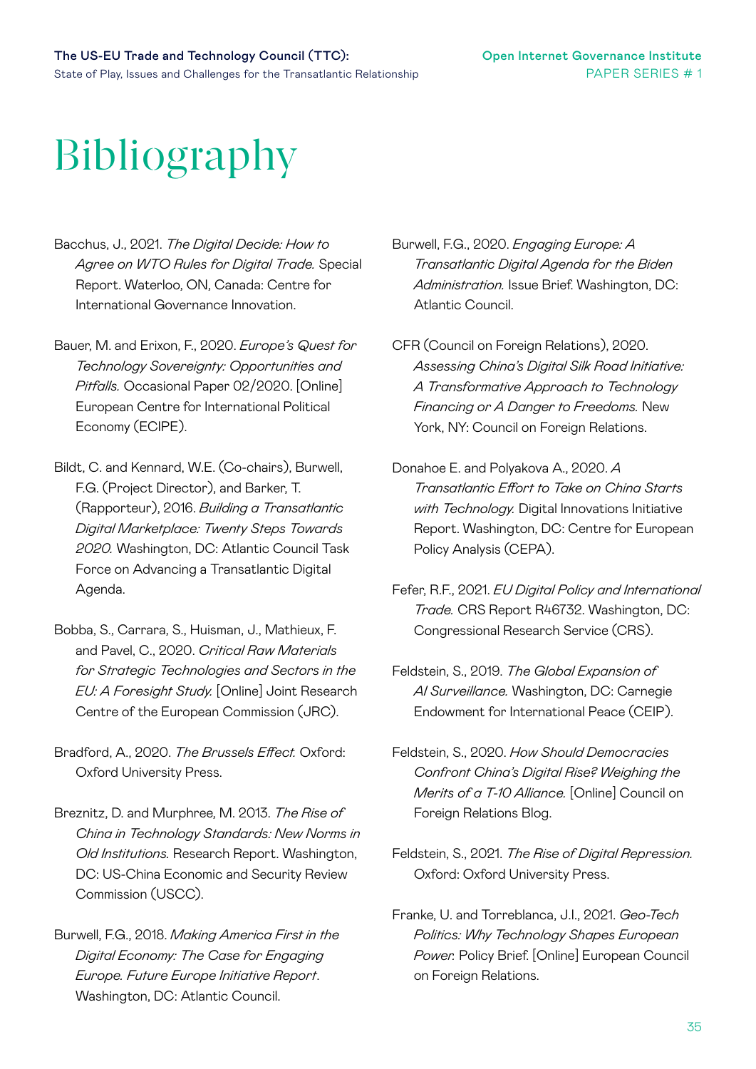# Bibliography

Bacchus, J., 2021. *The Digital Decide: How to Agree on WTO Rules for Digital Trade.* Special Report. Waterloo, ON, Canada: Centre for International Governance Innovation.

Bauer, M. and Erixon, F., 2020. *Europe's Quest for Technology Sovereignty: Opportunities and Pitfalls.* Occasional Paper 02/2020. [Online] European Centre for International Political Economy (ECIPE).

Bildt, C. and Kennard, W.E. (Co-chairs), Burwell, F.G. (Project Director), and Barker, T. (Rapporteur), 2016. *Building a Transatlantic Digital Marketplace: Twenty Steps Towards 2020.* Washington, DC: Atlantic Council Task Force on Advancing a Transatlantic Digital Agenda.

Bobba, S., Carrara, S., Huisman, J., Mathieux, F. and Pavel, C., 2020. *Critical Raw Materials for Strategic Technologies and Sectors in the EU: A Foresight Study.* [Online] Joint Research Centre of the European Commission (JRC).

Bradford, A., 2020. *The Brussels Effect.* Oxford: Oxford University Press.

Breznitz, D. and Murphree, M. 2013. *The Rise of China in Technology Standards: New Norms in Old Institutions.* Research Report. Washington, DC: US-China Economic and Security Review Commission (USCC).

Burwell, F.G., 2018. *Making America First in the Digital Economy: The Case for Engaging Europe. Future Europe Initiative Report*. Washington, DC: Atlantic Council.

Burwell, F.G., 2020. *Engaging Europe: A Transatlantic Digital Agenda for the Biden Administration.* Issue Brief. Washington, DC: Atlantic Council.

CFR (Council on Foreign Relations), 2020. *Assessing China's Digital Silk Road Initiative: A Transformative Approach to Technology Financing or A Danger to Freedoms.* New York, NY: Council on Foreign Relations.

Donahoe E. and Polyakova A., 2020. *A Transatlantic Effort to Take on China Starts with Technology.* Digital Innovations Initiative Report. Washington, DC: Centre for European Policy Analysis (CEPA).

Fefer, R.F., 2021. *EU Digital Policy and International Trade.* CRS Report R46732. Washington, DC: Congressional Research Service (CRS).

Feldstein, S., 2019. *The Global Expansion of AI Surveillance.* Washington, DC: Carnegie Endowment for International Peace (CEIP).

Feldstein, S., 2020. *How Should Democracies Confront China's Digital Rise? Weighing the Merits of a T-10 Alliance.* [Online] Council on Foreign Relations Blog.

Feldstein, S., 2021. *The Rise of Digital Repression.* Oxford: Oxford University Press.

Franke, U. and Torreblanca, J.I., 2021. *Geo-Tech Politics: Why Technology Shapes European Power.* Policy Brief. [Online] European Council on Foreign Relations.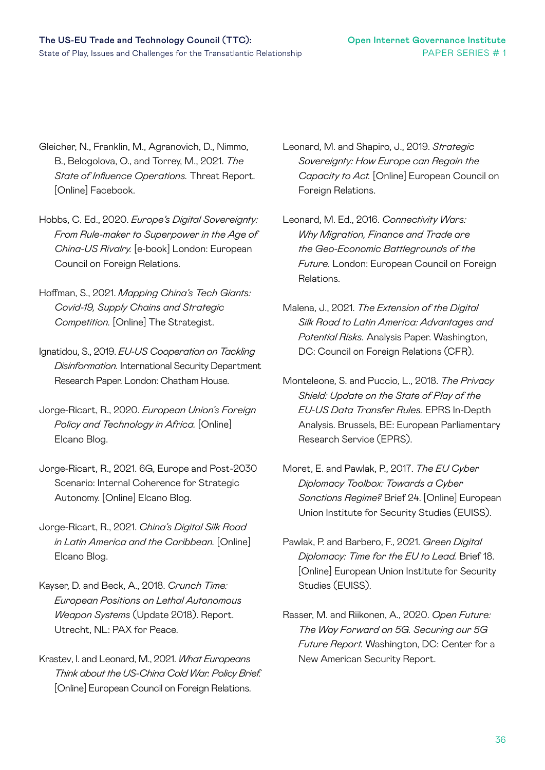Gleicher, N., Franklin, M., Agranovich, D., Nimmo, B., Belogolova, O., and Torrey, M., 2021. *The State of Influence Operations.* Threat Report. [Online] Facebook.

Hobbs, C. Ed., 2020. *Europe's Digital Sovereignty: From Rule-maker to Superpower in the Age of China-US Rivalry.* [e-book] London: European Council on Foreign Relations.

Hoffman, S., 2021. *Mapping China's Tech Giants: Covid-19, Supply Chains and Strategic Competition.* [Online] The Strategist.

Ignatidou, S., 2019. *EU-US Cooperation on Tackling Disinformation.* International Security Department Research Paper. London: Chatham House.

Jorge-Ricart, R., 2020. *European Union's Foreign Policy and Technology in Africa.* [Online] Elcano Blog.

Jorge-Ricart, R., 2021. 6G, Europe and Post-2030 Scenario: Internal Coherence for Strategic Autonomy. [Online] Elcano Blog.

Jorge-Ricart, R., 2021. *China's Digital Silk Road in Latin America and the Caribbean.* [Online] Elcano Blog.

Kayser, D. and Beck, A., 2018. *Crunch Time: European Positions on Lethal Autonomous Weapon Systems* (Update 2018). Report. Utrecht, NL: PAX for Peace.

Krastev, I. and Leonard, M., 2021. *What Europeans Think about the US-China Cold War. Policy Brief.* [Online] European Council on Foreign Relations.

Leonard, M. and Shapiro, J., 2019. *Strategic Sovereignty: How Europe can Regain the Capacity to Act.* [Online] European Council on Foreign Relations.

Leonard, M. Ed., 2016. *Connectivity Wars: Why Migration, Finance and Trade are the Geo-Economic Battlegrounds of the Future.* London: European Council on Foreign Relations.

Malena, J., 2021. *The Extension of the Digital Silk Road to Latin America: Advantages and Potential Risks.* Analysis Paper. Washington, DC: Council on Foreign Relations (CFR).

Monteleone, S. and Puccio, L., 2018. *The Privacy Shield: Update on the State of Play of the EU-US Data Transfer Rules.* EPRS In-Depth Analysis. Brussels, BE: European Parliamentary Research Service (EPRS).

Moret, E. and Pawlak, P., 2017. *The EU Cyber Diplomacy Toolbox: Towards a Cyber Sanctions Regime?* Brief 24. [Online] European Union Institute for Security Studies (EUISS).

Pawlak, P. and Barbero, F., 2021. *Green Digital Diplomacy: Time for the EU to Lead.* Brief 18. [Online] European Union Institute for Security Studies (EUISS).

Rasser, M. and Riikonen, A., 2020. *Open Future: The Way Forward on 5G. Securing our 5G Future Report.* Washington, DC: Center for a New American Security Report.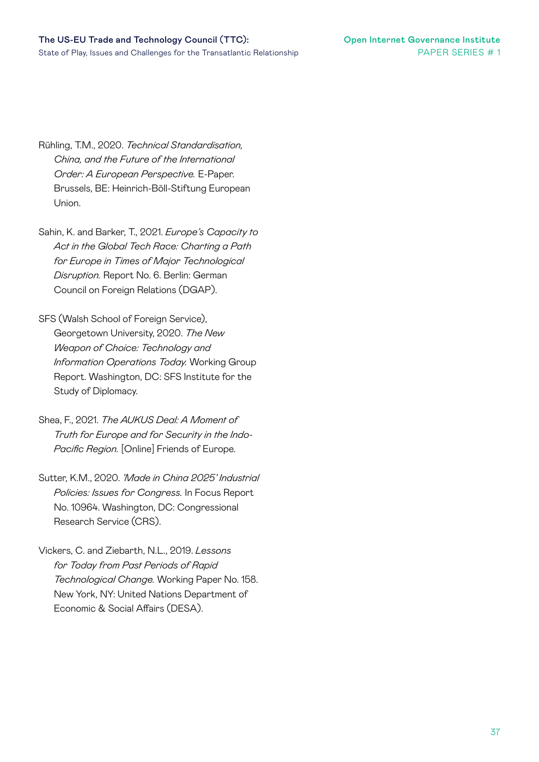Rühling, T.M., 2020. *Technical Standardisation, China, and the Future of the International Order: A European Perspective.* E-Paper. Brussels, BE: Heinrich-Böll-Stiftung European Union.

Sahin, K. and Barker, T., 2021. *Europe's Capacity to Act in the Global Tech Race: Charting a Path for Europe in Times of Major Technological Disruption.* Report No. 6. Berlin: German Council on Foreign Relations (DGAP).

SFS (Walsh School of Foreign Service), Georgetown University, 2020. *The New Weapon of Choice: Technology and Information Operations Today.* Working Group Report. Washington, DC: SFS Institute for the Study of Diplomacy.

Shea, F., 2021. *The AUKUS Deal: A Moment of Truth for Europe and for Security in the Indo-Pacific Region.* [Online] Friends of Europe.

Sutter, K.M., 2020. *'Made in China 2025' Industrial Policies: Issues for Congress.* In Focus Report No. 10964. Washington, DC: Congressional Research Service (CRS).

Vickers, C. and Ziebarth, N.L., 2019. *Lessons for Today from Past Periods of Rapid Technological Change.* Working Paper No. 158. New York, NY: United Nations Department of Economic & Social Affairs (DESA).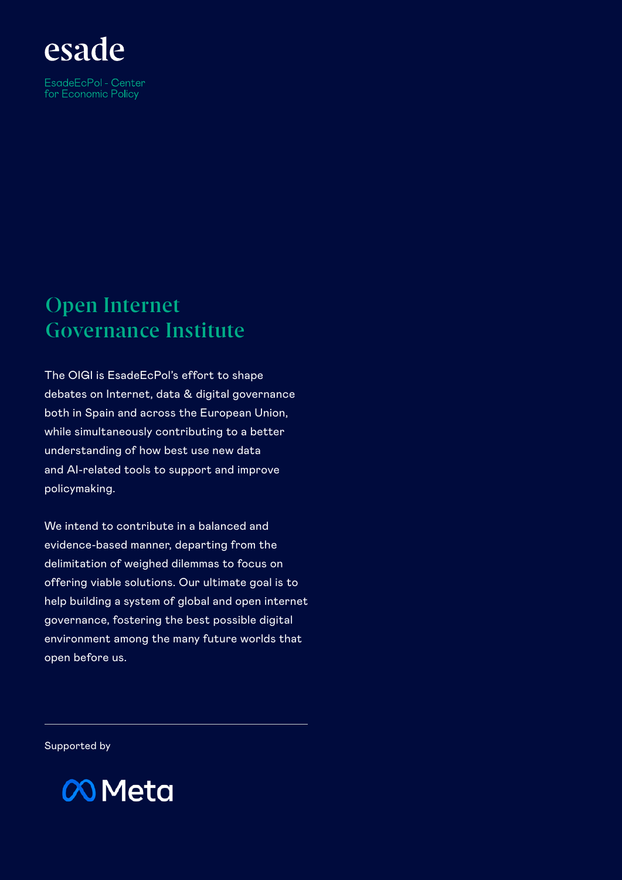esade

EsadeEcPol - Center for Economic Policy

## Open Internet Governance Institute

The OIGI is EsadeEcPol's effort to shape debates on Internet, data & digital governance both in Spain and across the European Union, while simultaneously contributing to a better understanding of how best use new data and AI-related tools to support and improve policymaking.

We intend to contribute in a balanced and evidence-based manner, departing from the delimitation of weighed dilemmas to focus on offering viable solutions. Our ultimate goal is to help building a system of global and open internet governance, fostering the best possible digital environment among the many future worlds that open before us.

---

Supported by

Meta